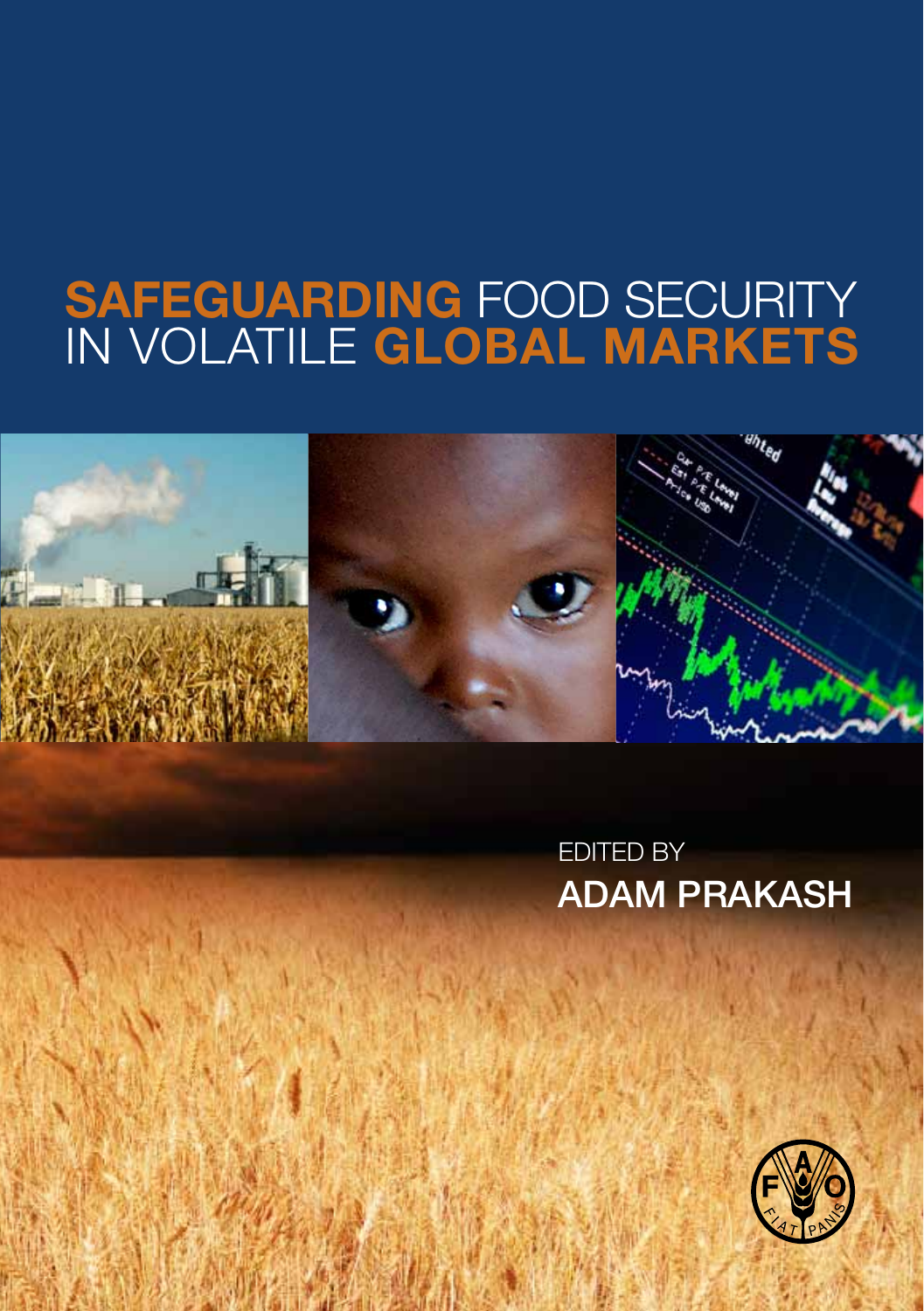# SAFEGUARDING FOOD SECURITY IN VOLATILE GLOBAL MARKETS

EDITED BY

**ADAM PRAKASH**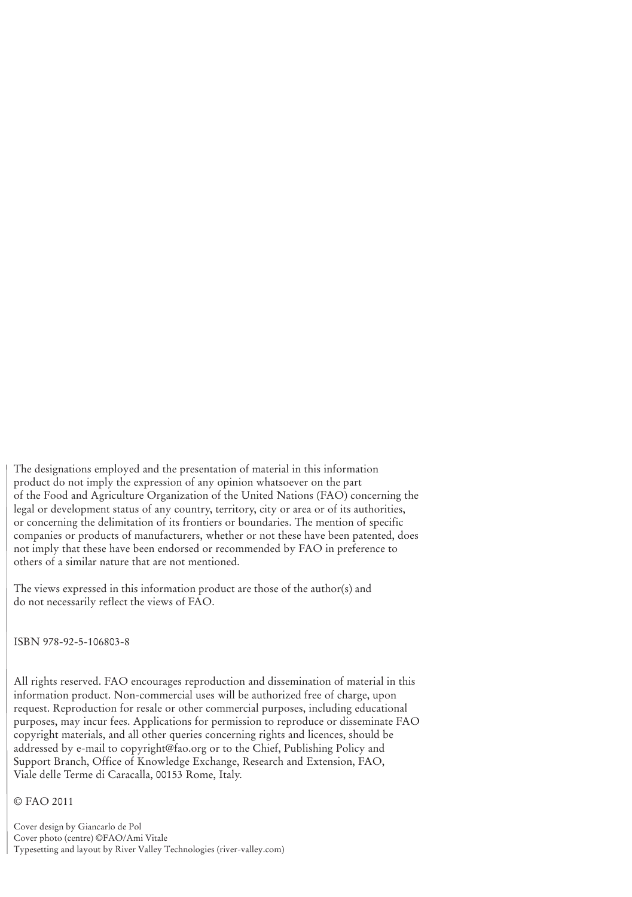The designations employed and the presentation of material in this information product do not imply the expression of any opinion whatsoever on the part of the Food and Agriculture Organization of the United Nations (FAO) concerning the legal or development status of any country, territory, city or area or of its authorities, or concerning the delimitation of its frontiers or boundaries. The mention of specific companies or products of manufacturers, whether or not these have been patented, does not imply that these have been endorsed or recommended by FAO in preference to others of a similar nature that are not mentioned.

The views expressed in this information product are those of the author(s) and do not necessarily reflect the views of FAO.

ISBN 978-92-5-106803-8

All rights reserved. FAO encourages reproduction and dissemination of material in this information product. Non-commercial uses will be authorized free of charge, upon request. Reproduction for resale or other commercial purposes, including educational purposes, may incur fees. Applications for permission to reproduce or disseminate FAO copyright materials, and all other queries concerning rights and licences, should be addressed by e-mail to copyright@fao.org or to the Chief, Publishing Policy and Support Branch, Office of Knowledge Exchange, Research and Extension, FAO, Viale delle Terme di Caracalla, 00153 Rome, Italy.

© FAO 2011

Cover design by Giancarlo de Pol
Cover photo (centre) ©FAO/Ami Vitale
Typesetting and layout by River Valley Technologies (river-valley.com)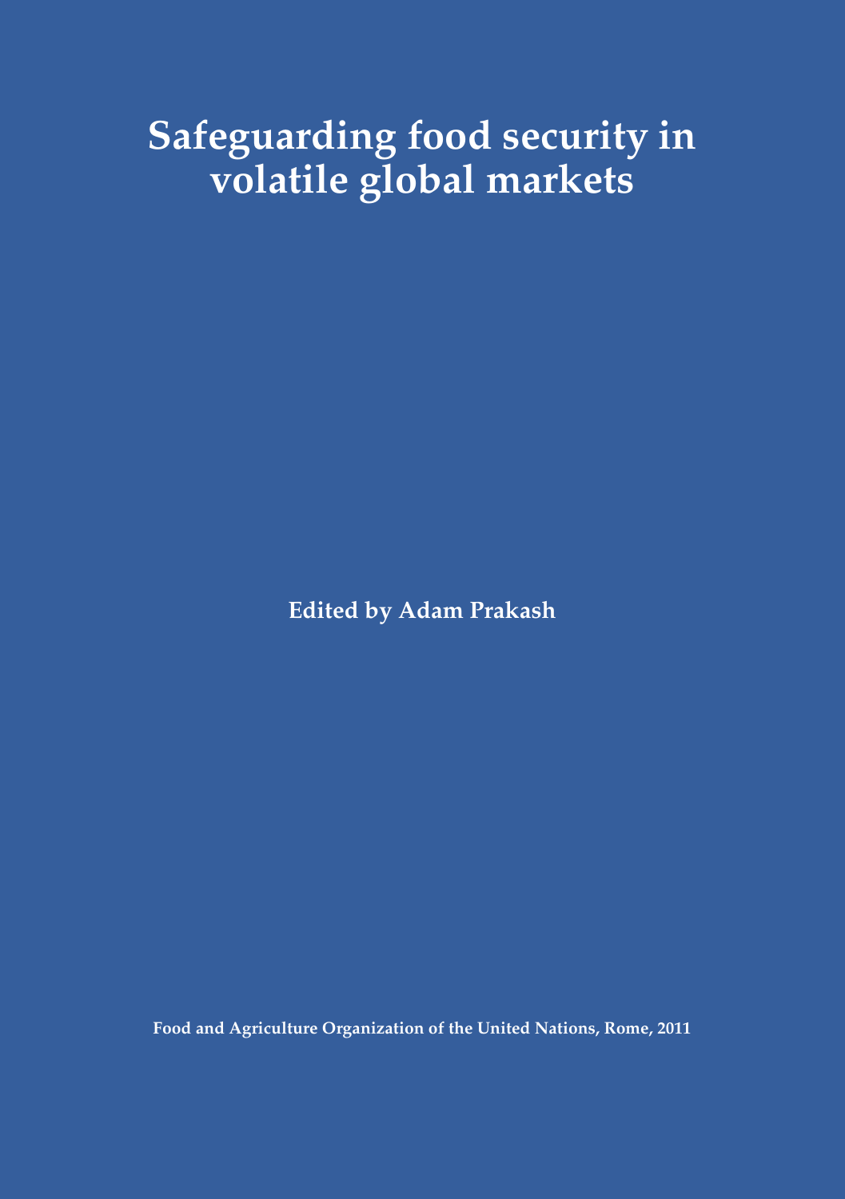# Safeguarding food security in volatile global markets

**Edited by Adam Prakash**

**Food and Agriculture Organization of the United Nations, Rome, 2011**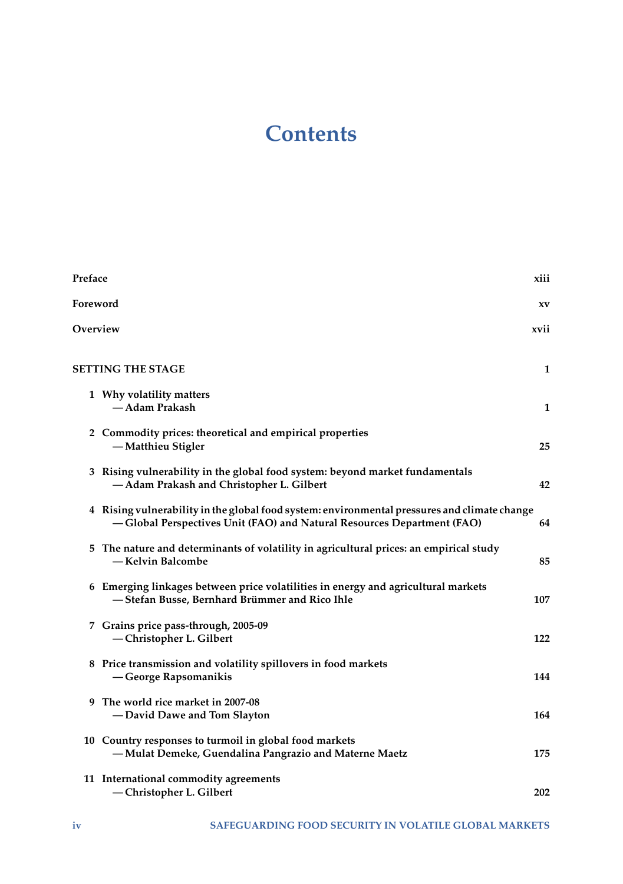# Contents

| | |
|---|---|
| **Preface** | **xiii** |
| **Foreword** | **xv** |
| **Overview** | **xvii** |
| **SETTING THE STAGE** | **1** |
| **1 Why volatility matters**<br>**— Adam Prakash** | **1** |
| **2 Commodity prices: theoretical and empirical properties**<br>**— Matthieu Stigler** | **25** |
| **3 Rising vulnerability in the global food system: beyond market fundamentals**<br>**— Adam Prakash and Christopher L. Gilbert** | **42** |
| **4 Rising vulnerability in the global food system: environmental pressures and climate change**<br>**— Global Perspectives Unit (FAO) and Natural Resources Department (FAO)** | **64** |
| **5 The nature and determinants of volatility in agricultural prices: an empirical study**<br>**— Kelvin Balcombe** | **85** |
| **6 Emerging linkages between price volatilities in energy and agricultural markets**<br>**— Stefan Busse, Bernhard Brümmer and Rico Ihle** | **107** |
| **7 Grains price pass-through, 2005-09**<br>**— Christopher L. Gilbert** | **122** |
| **8 Price transmission and volatility spillovers in food markets**<br>**— George Rapsomanikis** | **144** |
| **9 The world rice market in 2007-08**<br>**— David Dawe and Tom Slayton** | **164** |
| **10 Country responses to turmoil in global food markets**<br>**— Mulat Demeke, Guendalina Pangrazio and Materne Maetz** | **175** |
| **11 International commodity agreements**<br>**— Christopher L. Gilbert** | **202** |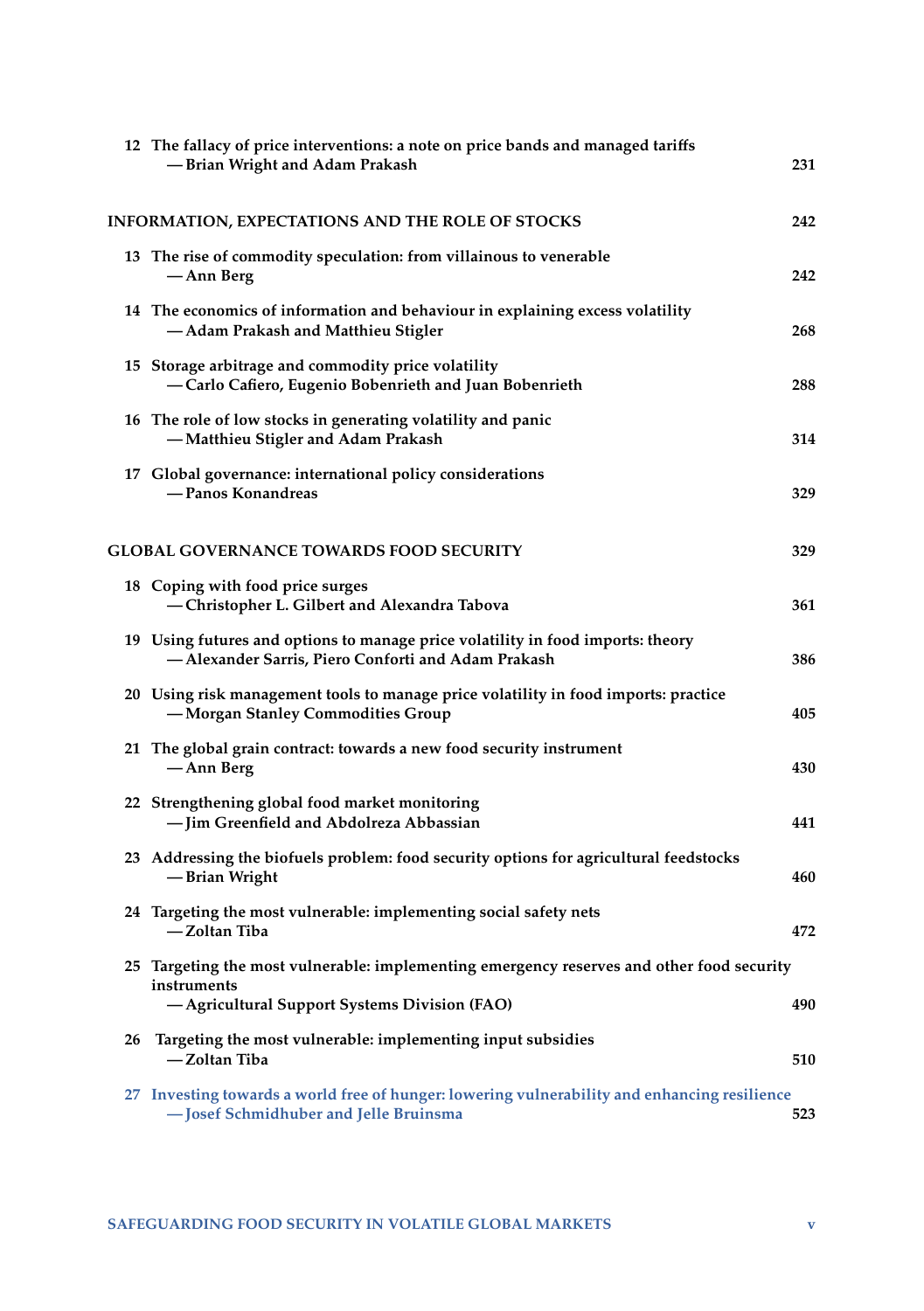12 The fallacy of price interventions: a note on price bands and managed tariffs
— Brian Wright and Adam Prakash ... 231

INFORMATION, EXPECTATIONS AND THE ROLE OF STOCKS ... 242

13 The rise of commodity speculation: from villainous to venerable
— Ann Berg ... 242

14 The economics of information and behaviour in explaining excess volatility
— Adam Prakash and Matthieu Stigler ... 268

15 Storage arbitrage and commodity price volatility
— Carlo Cafiero, Eugenio Bobenrieth and Juan Bobenrieth ... 288

16 The role of low stocks in generating volatility and panic
— Matthieu Stigler and Adam Prakash ... 314

17 Global governance: international policy considerations
— Panos Konandreas ... 329

GLOBAL GOVERNANCE TOWARDS FOOD SECURITY ... 329

18 Coping with food price surges
— Christopher L. Gilbert and Alexandra Tabova ... 361

19 Using futures and options to manage price volatility in food imports: theory
— Alexander Sarris, Piero Conforti and Adam Prakash ... 386

20 Using risk management tools to manage price volatility in food imports: practice
— Morgan Stanley Commodities Group ... 405

21 The global grain contract: towards a new food security instrument
— Ann Berg ... 430

22 Strengthening global food market monitoring
— Jim Greenfield and Abdolreza Abbassian ... 441

23 Addressing the biofuels problem: food security options for agricultural feedstocks
— Brian Wright ... 460

24 Targeting the most vulnerable: implementing social safety nets
— Zoltan Tiba ... 472

25 Targeting the most vulnerable: implementing emergency reserves and other food security instruments
— Agricultural Support Systems Division (FAO) ... 490

26 Targeting the most vulnerable: implementing input subsidies
— Zoltan Tiba ... 510

27 Investing towards a world free of hunger: lowering vulnerability and enhancing resilience
— Josef Schmidhuber and Jelle Bruinsma ... 523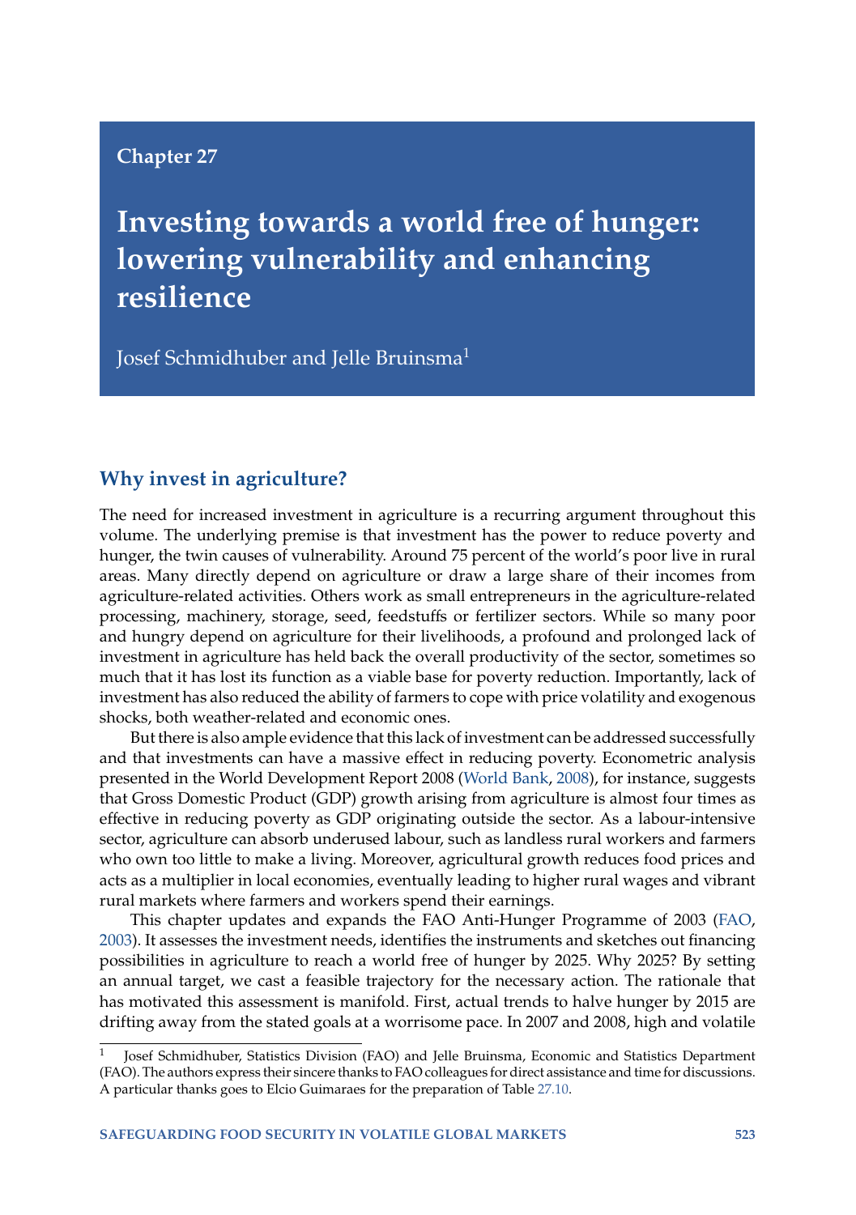Chapter 27

# Investing towards a world free of hunger: lowering vulnerability and enhancing resilience

Josef Schmidhuber and Jelle Bruinsma[1]

## Why invest in agriculture?

The need for increased investment in agriculture is a recurring argument throughout this volume. The underlying premise is that investment has the power to reduce poverty and hunger, the twin causes of vulnerability. Around 75 percent of the world's poor live in rural areas. Many directly depend on agriculture or draw a large share of their incomes from agriculture-related activities. Others work as small entrepreneurs in the agriculture-related processing, machinery, storage, seed, feedstuffs or fertilizer sectors. While so many poor and hungry depend on agriculture for their livelihoods, a profound and prolonged lack of investment in agriculture has held back the overall productivity of the sector, sometimes so much that it has lost its function as a viable base for poverty reduction. Importantly, lack of investment has also reduced the ability of farmers to cope with price volatility and exogenous shocks, both weather-related and economic ones.

But there is also ample evidence that this lack of investment can be addressed successfully and that investments can have a massive effect in reducing poverty. Econometric analysis presented in the World Development Report 2008 (World Bank, 2008), for instance, suggests that Gross Domestic Product (GDP) growth arising from agriculture is almost four times as effective in reducing poverty as GDP originating outside the sector. As a labour-intensive sector, agriculture can absorb underused labour, such as landless rural workers and farmers who own too little to make a living. Moreover, agricultural growth reduces food prices and acts as a multiplier in local economies, eventually leading to higher rural wages and vibrant rural markets where farmers and workers spend their earnings.

This chapter updates and expands the FAO Anti-Hunger Programme of 2003 (FAO, 2003). It assesses the investment needs, identifies the instruments and sketches out financing possibilities in agriculture to reach a world free of hunger by 2025. Why 2025? By setting an annual target, we cast a feasible trajectory for the necessary action. The rationale that has motivated this assessment is manifold. First, actual trends to halve hunger by 2015 are drifting away from the stated goals at a worrisome pace. In 2007 and 2008, high and volatile

---

[1] Josef Schmidhuber, Statistics Division (FAO) and Jelle Bruinsma, Economic and Statistics Department (FAO). The authors express their sincere thanks to FAO colleagues for direct assistance and time for discussions. A particular thanks goes to Elcio Guimaraes for the preparation of Table 27.10.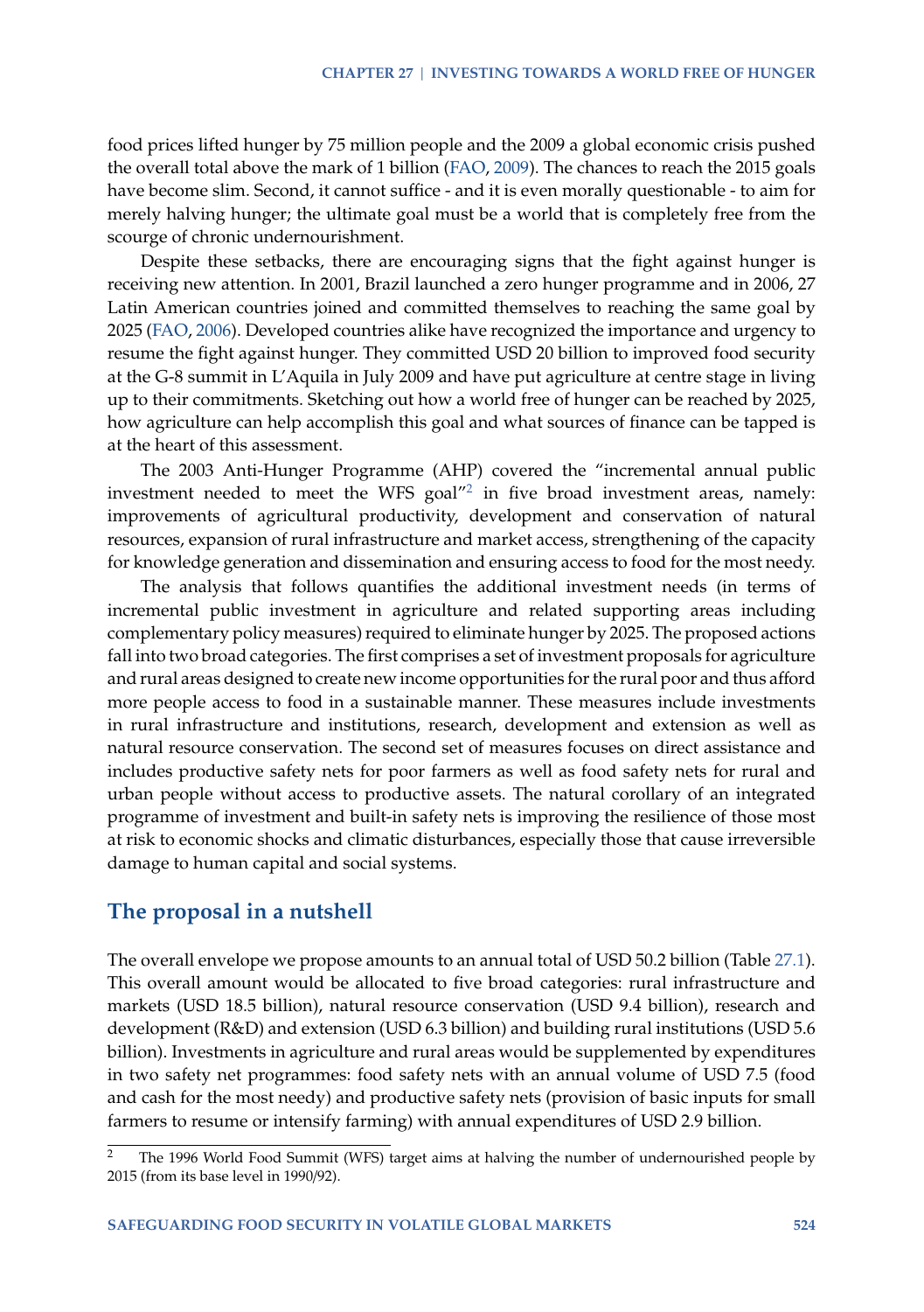food prices lifted hunger by 75 million people and the 2009 a global economic crisis pushed the overall total above the mark of 1 billion (FAO, 2009). The chances to reach the 2015 goals have become slim. Second, it cannot suffice - and it is even morally questionable - to aim for merely halving hunger; the ultimate goal must be a world that is completely free from the scourge of chronic undernourishment.

Despite these setbacks, there are encouraging signs that the fight against hunger is receiving new attention. In 2001, Brazil launched a zero hunger programme and in 2006, 27 Latin American countries joined and committed themselves to reaching the same goal by 2025 (FAO, 2006). Developed countries alike have recognized the importance and urgency to resume the fight against hunger. They committed USD 20 billion to improved food security at the G-8 summit in L'Aquila in July 2009 and have put agriculture at centre stage in living up to their commitments. Sketching out how a world free of hunger can be reached by 2025, how agriculture can help accomplish this goal and what sources of finance can be tapped is at the heart of this assessment.

The 2003 Anti-Hunger Programme (AHP) covered the "incremental annual public investment needed to meet the WFS goal"[2] in five broad investment areas, namely: improvements of agricultural productivity, development and conservation of natural resources, expansion of rural infrastructure and market access, strengthening of the capacity for knowledge generation and dissemination and ensuring access to food for the most needy.

The analysis that follows quantifies the additional investment needs (in terms of incremental public investment in agriculture and related supporting areas including complementary policy measures) required to eliminate hunger by 2025. The proposed actions fall into two broad categories. The first comprises a set of investment proposals for agriculture and rural areas designed to create new income opportunities for the rural poor and thus afford more people access to food in a sustainable manner. These measures include investments in rural infrastructure and institutions, research, development and extension as well as natural resource conservation. The second set of measures focuses on direct assistance and includes productive safety nets for poor farmers as well as food safety nets for rural and urban people without access to productive assets. The natural corollary of an integrated programme of investment and built-in safety nets is improving the resilience of those most at risk to economic shocks and climatic disturbances, especially those that cause irreversible damage to human capital and social systems.

## The proposal in a nutshell

The overall envelope we propose amounts to an annual total of USD 50.2 billion (Table 27.1). This overall amount would be allocated to five broad categories: rural infrastructure and markets (USD 18.5 billion), natural resource conservation (USD 9.4 billion), research and development (R&D) and extension (USD 6.3 billion) and building rural institutions (USD 5.6 billion). Investments in agriculture and rural areas would be supplemented by expenditures in two safety net programmes: food safety nets with an annual volume of USD 7.5 (food and cash for the most needy) and productive safety nets (provision of basic inputs for small farmers to resume or intensify farming) with annual expenditures of USD 2.9 billion.

[2] The 1996 World Food Summit (WFS) target aims at halving the number of undernourished people by 2015 (from its base level in 1990/92).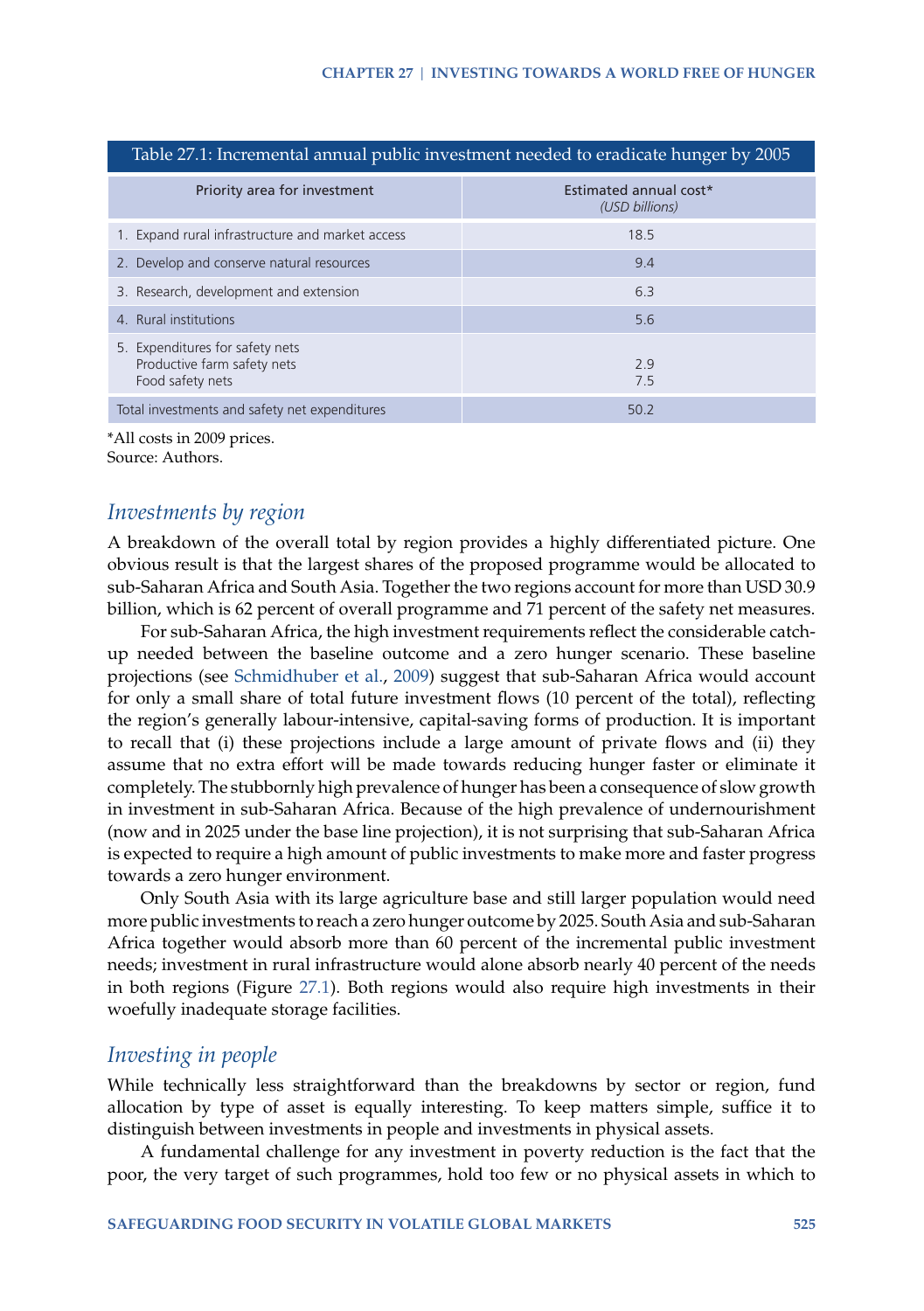Table 27.1: Incremental annual public investment needed to eradicate hunger by 2005

| Priority area for investment | Estimated annual cost* (USD billions) |
|---|---|
| 1. Expand rural infrastructure and market access | 18.5 |
| 2. Develop and conserve natural resources | 9.4 |
| 3. Research, development and extension | 6.3 |
| 4. Rural institutions | 5.6 |
| 5. Expenditures for safety nets | |
| Productive farm safety nets | 2.9 |
| Food safety nets | 7.5 |
| Total investments and safety net expenditures | 50.2 |

*All costs in 2009 prices.
Source: Authors.

## *Investments by region*

A breakdown of the overall total by region provides a highly differentiated picture. One obvious result is that the largest shares of the proposed programme would be allocated to sub-Saharan Africa and South Asia. Together the two regions account for more than USD 30.9 billion, which is 62 percent of overall programme and 71 percent of the safety net measures.

For sub-Saharan Africa, the high investment requirements reflect the considerable catch-up needed between the baseline outcome and a zero hunger scenario. These baseline projections (see Schmidhuber et al., 2009) suggest that sub-Saharan Africa would account for only a small share of total future investment flows (10 percent of the total), reflecting the region's generally labour-intensive, capital-saving forms of production. It is important to recall that (i) these projections include a large amount of private flows and (ii) they assume that no extra effort will be made towards reducing hunger faster or eliminate it completely. The stubbornly high prevalence of hunger has been a consequence of slow growth in investment in sub-Saharan Africa. Because of the high prevalence of undernourishment (now and in 2025 under the base line projection), it is not surprising that sub-Saharan Africa is expected to require a high amount of public investments to make more and faster progress towards a zero hunger environment.

Only South Asia with its large agriculture base and still larger population would need more public investments to reach a zero hunger outcome by 2025. South Asia and sub-Saharan Africa together would absorb more than 60 percent of the incremental public investment needs; investment in rural infrastructure would alone absorb nearly 40 percent of the needs in both regions (Figure 27.1). Both regions would also require high investments in their woefully inadequate storage facilities.

## *Investing in people*

While technically less straightforward than the breakdowns by sector or region, fund allocation by type of asset is equally interesting. To keep matters simple, suffice it to distinguish between investments in people and investments in physical assets.

A fundamental challenge for any investment in poverty reduction is the fact that the poor, the very target of such programmes, hold too few or no physical assets in which to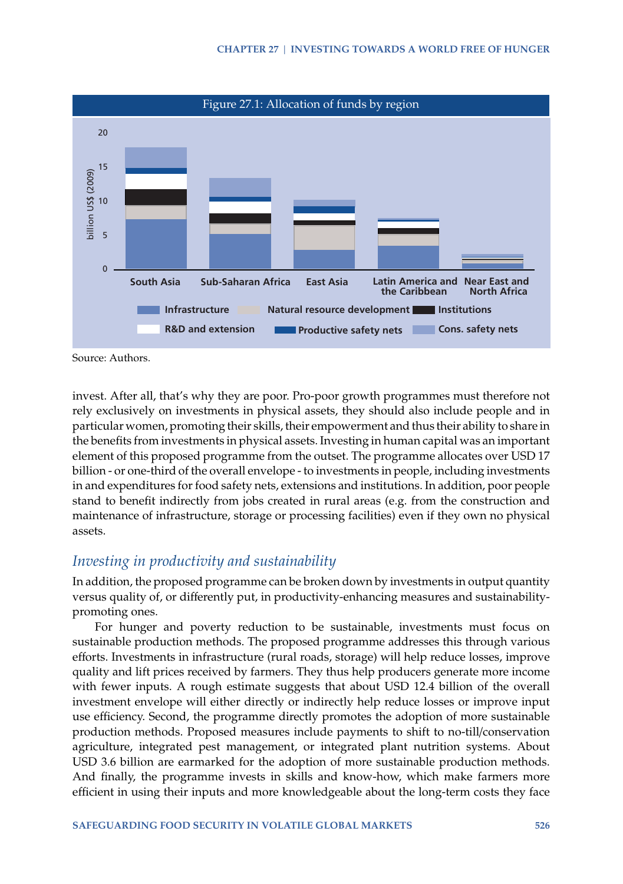Figure 27.1: Allocation of funds by region

Source: Authors.

invest. After all, that's why they are poor. Pro-poor growth programmes must therefore not rely exclusively on investments in physical assets, they should also include people and in particular women, promoting their skills, their empowerment and thus their ability to share in the benefits from investments in physical assets. Investing in human capital was an important element of this proposed programme from the outset. The programme allocates over USD 17 billion - or one-third of the overall envelope - to investments in people, including investments in and expenditures for food safety nets, extensions and institutions. In addition, poor people stand to benefit indirectly from jobs created in rural areas (e.g. from the construction and maintenance of infrastructure, storage or processing facilities) even if they own no physical assets.

## *Investing in productivity and sustainability*

In addition, the proposed programme can be broken down by investments in output quantity versus quality of, or differently put, in productivity-enhancing measures and sustainability-promoting ones.

For hunger and poverty reduction to be sustainable, investments must focus on sustainable production methods. The proposed programme addresses this through various efforts. Investments in infrastructure (rural roads, storage) will help reduce losses, improve quality and lift prices received by farmers. They thus help producers generate more income with fewer inputs. A rough estimate suggests that about USD 12.4 billion of the overall investment envelope will either directly or indirectly help reduce losses or improve input use efficiency. Second, the programme directly promotes the adoption of more sustainable production methods. Proposed measures include payments to shift to no-till/conservation agriculture, integrated pest management, or integrated plant nutrition systems. About USD 3.6 billion are earmarked for the adoption of more sustainable production methods. And finally, the programme invests in skills and know-how, which make farmers more efficient in using their inputs and more knowledgeable about the long-term costs they face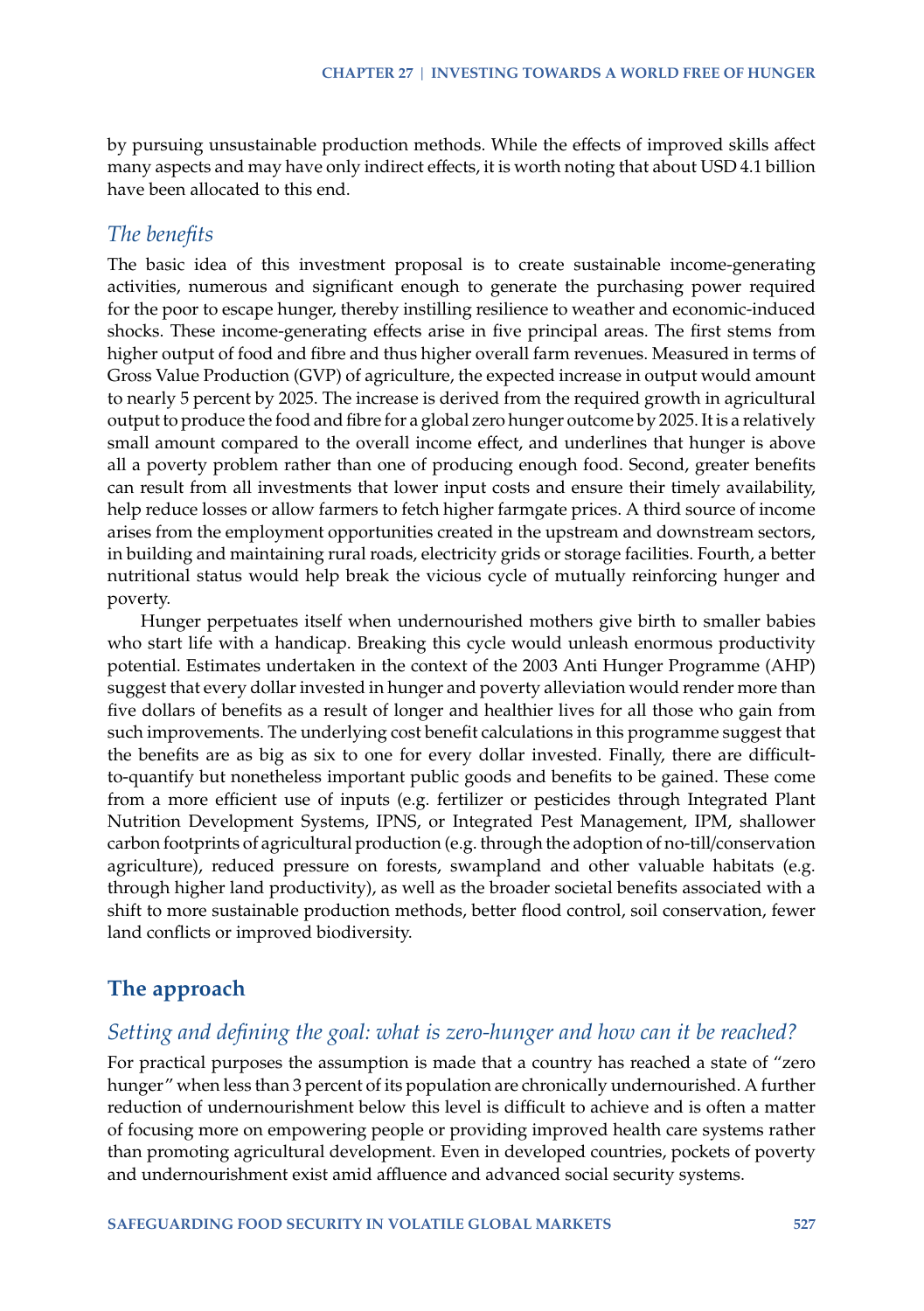by pursuing unsustainable production methods. While the effects of improved skills affect many aspects and may have only indirect effects, it is worth noting that about USD 4.1 billion have been allocated to this end.

### *The benefits*

The basic idea of this investment proposal is to create sustainable income-generating activities, numerous and significant enough to generate the purchasing power required for the poor to escape hunger, thereby instilling resilience to weather and economic-induced shocks. These income-generating effects arise in five principal areas. The first stems from higher output of food and fibre and thus higher overall farm revenues. Measured in terms of Gross Value Production (GVP) of agriculture, the expected increase in output would amount to nearly 5 percent by 2025. The increase is derived from the required growth in agricultural output to produce the food and fibre for a global zero hunger outcome by 2025. It is a relatively small amount compared to the overall income effect, and underlines that hunger is above all a poverty problem rather than one of producing enough food. Second, greater benefits can result from all investments that lower input costs and ensure their timely availability, help reduce losses or allow farmers to fetch higher farmgate prices. A third source of income arises from the employment opportunities created in the upstream and downstream sectors, in building and maintaining rural roads, electricity grids or storage facilities. Fourth, a better nutritional status would help break the vicious cycle of mutually reinforcing hunger and poverty.

Hunger perpetuates itself when undernourished mothers give birth to smaller babies who start life with a handicap. Breaking this cycle would unleash enormous productivity potential. Estimates undertaken in the context of the 2003 Anti Hunger Programme (AHP) suggest that every dollar invested in hunger and poverty alleviation would render more than five dollars of benefits as a result of longer and healthier lives for all those who gain from such improvements. The underlying cost benefit calculations in this programme suggest that the benefits are as big as six to one for every dollar invested. Finally, there are difficult-to-quantify but nonetheless important public goods and benefits to be gained. These come from a more efficient use of inputs (e.g. fertilizer or pesticides through Integrated Plant Nutrition Development Systems, IPNS, or Integrated Pest Management, IPM, shallower carbon footprints of agricultural production (e.g. through the adoption of no-till/conservation agriculture), reduced pressure on forests, swampland and other valuable habitats (e.g. through higher land productivity), as well as the broader societal benefits associated with a shift to more sustainable production methods, better flood control, soil conservation, fewer land conflicts or improved biodiversity.

## The approach

### *Setting and defining the goal: what is zero-hunger and how can it be reached?*

For practical purposes the assumption is made that a country has reached a state of "zero hunger" when less than 3 percent of its population are chronically undernourished. A further reduction of undernourishment below this level is difficult to achieve and is often a matter of focusing more on empowering people or providing improved health care systems rather than promoting agricultural development. Even in developed countries, pockets of poverty and undernourishment exist amid affluence and advanced social security systems.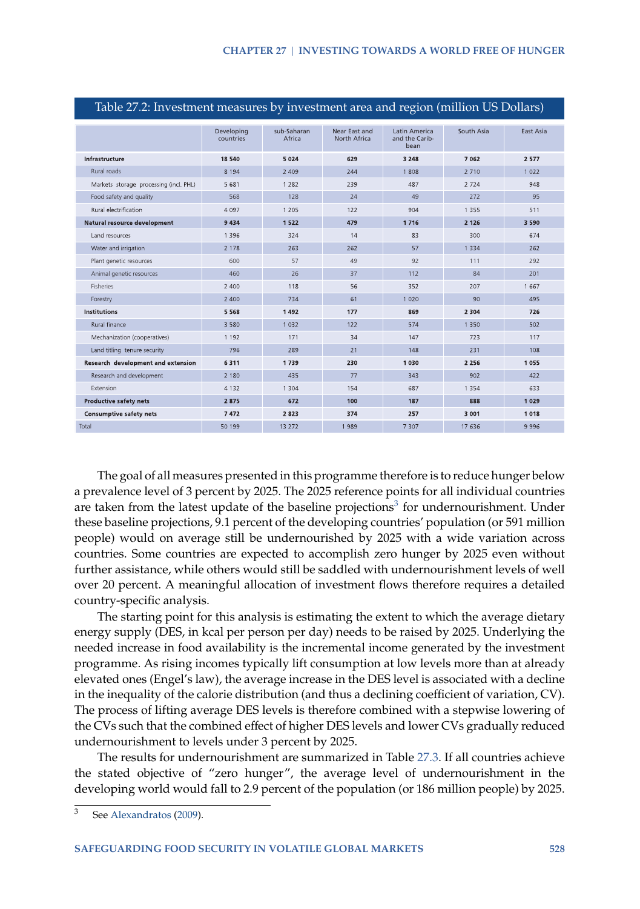Table 27.2: Investment measures by investment area and region (million US Dollars)

| | Developing countries | sub-Saharan Africa | Near East and North Africa | Latin America and the Caribbean | South Asia | East Asia |
|---|---|---|---|---|---|---|
| **Infrastructure** | **18 540** | **5 024** | **629** | **3 248** | **7 062** | **2 577** |
| Rural roads | 8 194 | 2 409 | 244 | 1 808 | 2 710 | 1 022 |
| Markets storage processing (incl. PHL) | 5 681 | 1 282 | 239 | 487 | 2 724 | 948 |
| Food safety and quality | 568 | 128 | 24 | 49 | 272 | 95 |
| Rural electrification | 4 097 | 1 205 | 122 | 904 | 1 355 | 511 |
| **Natural resource development** | **9 434** | **1 522** | **479** | **1 716** | **2 126** | **3 590** |
| Land resources | 1 396 | 324 | 14 | 83 | 300 | 674 |
| Water and irrigation | 2 178 | 263 | 262 | 57 | 1 334 | 262 |
| Plant genetic resources | 600 | 57 | 49 | 92 | 111 | 292 |
| Animal genetic resources | 460 | 26 | 37 | 112 | 84 | 201 |
| Fisheries | 2 400 | 118 | 56 | 352 | 207 | 1 667 |
| Forestry | 2 400 | 734 | 61 | 1 020 | 90 | 495 |
| **Institutions** | **5 568** | **1 492** | **177** | **869** | **2 304** | **726** |
| Rural finance | 3 580 | 1 032 | 122 | 574 | 1 350 | 502 |
| Mechanization (cooperatives) | 1 192 | 171 | 34 | 147 | 723 | 117 |
| Land titling tenure security | 796 | 289 | 21 | 148 | 231 | 108 |
| **Research development and extension** | **6 311** | **1 739** | **230** | **1 030** | **2 256** | **1 055** |
| Research and development | 2 180 | 435 | 77 | 343 | 902 | 422 |
| Extension | 4 132 | 1 304 | 154 | 687 | 1 354 | 633 |
| **Productive safety nets** | **2 875** | **672** | **100** | **187** | **888** | **1 029** |
| **Consumptive safety nets** | **7 472** | **2 823** | **374** | **257** | **3 001** | **1 018** |
| Total | 50 199 | 13 272 | 1 989 | 7 307 | 17 636 | 9 996 |

The goal of all measures presented in this programme therefore is to reduce hunger below a prevalence level of 3 percent by 2025. The 2025 reference points for all individual countries are taken from the latest update of the baseline projections[3] for undernourishment. Under these baseline projections, 9.1 percent of the developing countries' population (or 591 million people) would on average still be undernourished by 2025 with a wide variation across countries. Some countries are expected to accomplish zero hunger by 2025 even without further assistance, while others would still be saddled with undernourishment levels of well over 20 percent. A meaningful allocation of investment flows therefore requires a detailed country-specific analysis.

The starting point for this analysis is estimating the extent to which the average dietary energy supply (DES, in kcal per person per day) needs to be raised by 2025. Underlying the needed increase in food availability is the incremental income generated by the investment programme. As rising incomes typically lift consumption at low levels more than at already elevated ones (Engel's law), the average increase in the DES level is associated with a decline in the inequality of the calorie distribution (and thus a declining coefficient of variation, CV). The process of lifting average DES levels is therefore combined with a stepwise lowering of the CVs such that the combined effect of higher DES levels and lower CVs gradually reduced undernourishment to levels under 3 percent by 2025.

The results for undernourishment are summarized in Table 27.3. If all countries achieve the stated objective of "zero hunger", the average level of undernourishment in the developing world would fall to 2.9 percent of the population (or 186 million people) by 2025.

[3] See Alexandratos (2009).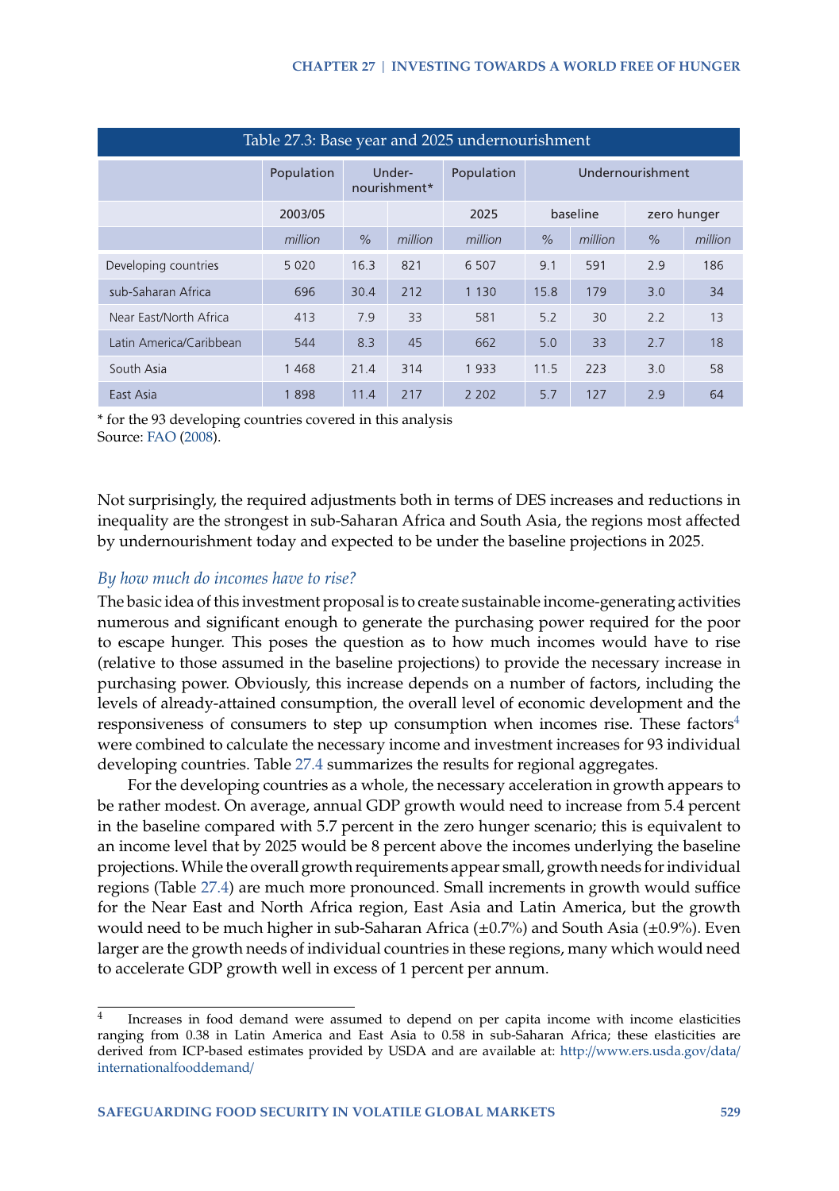| Table 27.3: Base year and 2025 undernourishment | | | | | | | | |
|---|---|---|---|---|---|---|---|---|
| | Population | Under-nourishment* | | Population | Undernourishment | | | |
| | 2003/05 | | | 2025 | baseline | | zero hunger | |
| | *million* | *%* | *million* | *million* | *%* | *million* | *%* | *million* |
| Developing countries | 5 020 | 16.3 | 821 | 6 507 | 9.1 | 591 | 2.9 | 186 |
| sub-Saharan Africa | 696 | 30.4 | 212 | 1 130 | 15.8 | 179 | 3.0 | 34 |
| Near East/North Africa | 413 | 7.9 | 33 | 581 | 5.2 | 30 | 2.2 | 13 |
| Latin America/Caribbean | 544 | 8.3 | 45 | 662 | 5.0 | 33 | 2.7 | 18 |
| South Asia | 1 468 | 21.4 | 314 | 1 933 | 11.5 | 223 | 3.0 | 58 |
| East Asia | 1 898 | 11.4 | 217 | 2 202 | 5.7 | 127 | 2.9 | 64 |

* for the 93 developing countries covered in this analysis
Source: FAO (2008).

Not surprisingly, the required adjustments both in terms of DES increases and reductions in inequality are the strongest in sub-Saharan Africa and South Asia, the regions most affected by undernourishment today and expected to be under the baseline projections in 2025.

### *By how much do incomes have to rise?*

The basic idea of this investment proposal is to create sustainable income-generating activities numerous and significant enough to generate the purchasing power required for the poor to escape hunger. This poses the question as to how much incomes would have to rise (relative to those assumed in the baseline projections) to provide the necessary increase in purchasing power. Obviously, this increase depends on a number of factors, including the levels of already-attained consumption, the overall level of economic development and the responsiveness of consumers to step up consumption when incomes rise. These factors[4] were combined to calculate the necessary income and investment increases for 93 individual developing countries. Table 27.4 summarizes the results for regional aggregates.

For the developing countries as a whole, the necessary acceleration in growth appears to be rather modest. On average, annual GDP growth would need to increase from 5.4 percent in the baseline compared with 5.7 percent in the zero hunger scenario; this is equivalent to an income level that by 2025 would be 8 percent above the incomes underlying the baseline projections. While the overall growth requirements appear small, growth needs for individual regions (Table 27.4) are much more pronounced. Small increments in growth would suffice for the Near East and North Africa region, East Asia and Latin America, but the growth would need to be much higher in sub-Saharan Africa (±0.7%) and South Asia (±0.9%). Even larger are the growth needs of individual countries in these regions, many which would need to accelerate GDP growth well in excess of 1 percent per annum.

---

[4] Increases in food demand were assumed to depend on per capita income with income elasticities ranging from 0.38 in Latin America and East Asia to 0.58 in sub-Saharan Africa; these elasticities are derived from ICP-based estimates provided by USDA and are available at: http://www.ers.usda.gov/data/internationalfooddemand/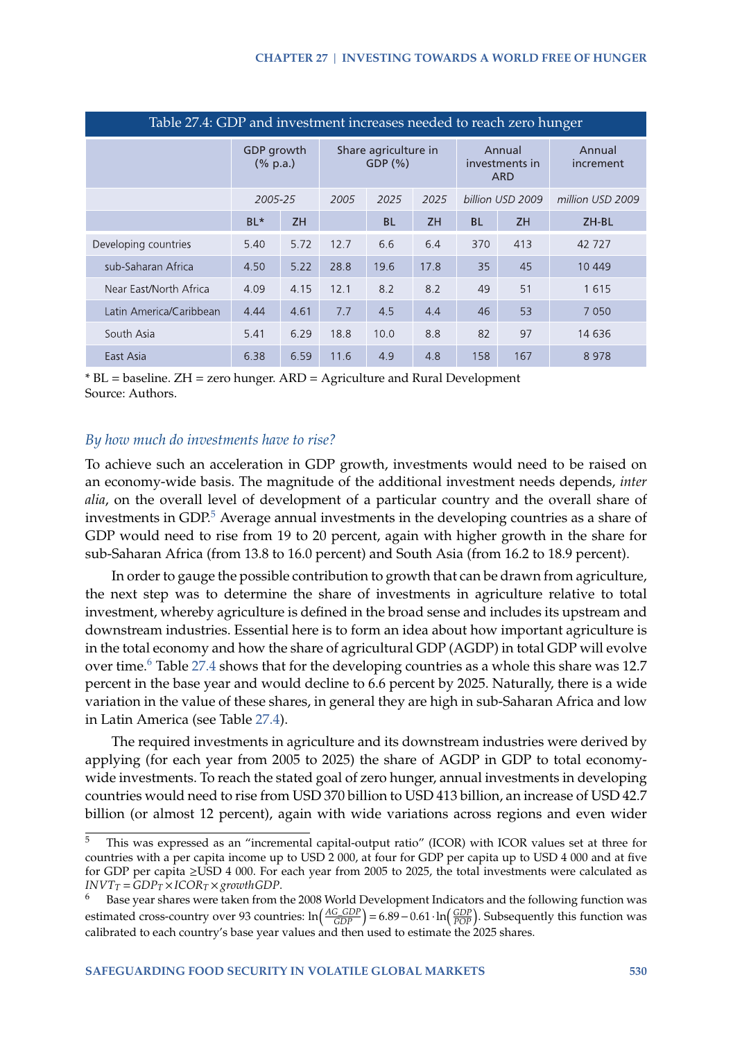Table 27.4: GDP and investment increases needed to reach zero hunger

| | GDP growth (% p.a.) | | Share agriculture in GDP (%) | | | Annual investments in ARD | | Annual increment |
|---|---|---|---|---|---|---|---|---|
| | *2005-25* | | *2005* | *2025* | *2025* | *billion USD 2009* | | *million USD 2009* |
| | BL* | ZH | | BL | ZH | BL | ZH | ZH-BL |
| Developing countries | 5.40 | 5.72 | 12.7 | 6.6 | 6.4 | 370 | 413 | 42 727 |
| sub-Saharan Africa | 4.50 | 5.22 | 28.8 | 19.6 | 17.8 | 35 | 45 | 10 449 |
| Near East/North Africa | 4.09 | 4.15 | 12.1 | 8.2 | 8.2 | 49 | 51 | 1 615 |
| Latin America/Caribbean | 4.44 | 4.61 | 7.7 | 4.5 | 4.4 | 46 | 53 | 7 050 |
| South Asia | 5.41 | 6.29 | 18.8 | 10.0 | 8.8 | 82 | 97 | 14 636 |
| East Asia | 6.38 | 6.59 | 11.6 | 4.9 | 4.8 | 158 | 167 | 8 978 |

* BL = baseline. ZH = zero hunger. ARD = Agriculture and Rural Development
Source: Authors.

### *By how much do investments have to rise?*

To achieve such an acceleration in GDP growth, investments would need to be raised on an economy-wide basis. The magnitude of the additional investment needs depends, *inter alia*, on the overall level of development of a particular country and the overall share of investments in GDP.[5] Average annual investments in the developing countries as a share of GDP would need to rise from 19 to 20 percent, again with higher growth in the share for sub-Saharan Africa (from 13.8 to 16.0 percent) and South Asia (from 16.2 to 18.9 percent).

In order to gauge the possible contribution to growth that can be drawn from agriculture, the next step was to determine the share of investments in agriculture relative to total investment, whereby agriculture is defined in the broad sense and includes its upstream and downstream industries. Essential here is to form an idea about how important agriculture is in the total economy and how the share of agricultural GDP (AGDP) in total GDP will evolve over time.[6] Table 27.4 shows that for the developing countries as a whole this share was 12.7 percent in the base year and would decline to 6.6 percent by 2025. Naturally, there is a wide variation in the value of these shares, in general they are high in sub-Saharan Africa and low in Latin America (see Table 27.4).

The required investments in agriculture and its downstream industries were derived by applying (for each year from 2005 to 2025) the share of AGDP in GDP to total economy-wide investments. To reach the stated goal of zero hunger, annual investments in developing countries would need to rise from USD 370 billion to USD 413 billion, an increase of USD 42.7 billion (or almost 12 percent), again with wide variations across regions and even wider

---

[5] This was expressed as an "incremental capital-output ratio" (ICOR) with ICOR values set at three for countries with a per capita income up to USD 2 000, at four for GDP per capita up to USD 4 000 and at five for GDP per capita ≥USD 4 000. For each year from 2005 to 2025, the total investments were calculated as $INVT_T = GDP_T \times ICOR_T \times growthGDP$.

[6] Base year shares were taken from the 2008 World Development Indicators and the following function was estimated cross-country over 93 countries: $\ln\left(\frac{AG\_GDP}{GDP}\right) = 6.89 - 0.61 \cdot \ln\left(\frac{GDP}{POP}\right)$. Subsequently this function was calibrated to each country's base year values and then used to estimate the 2025 shares.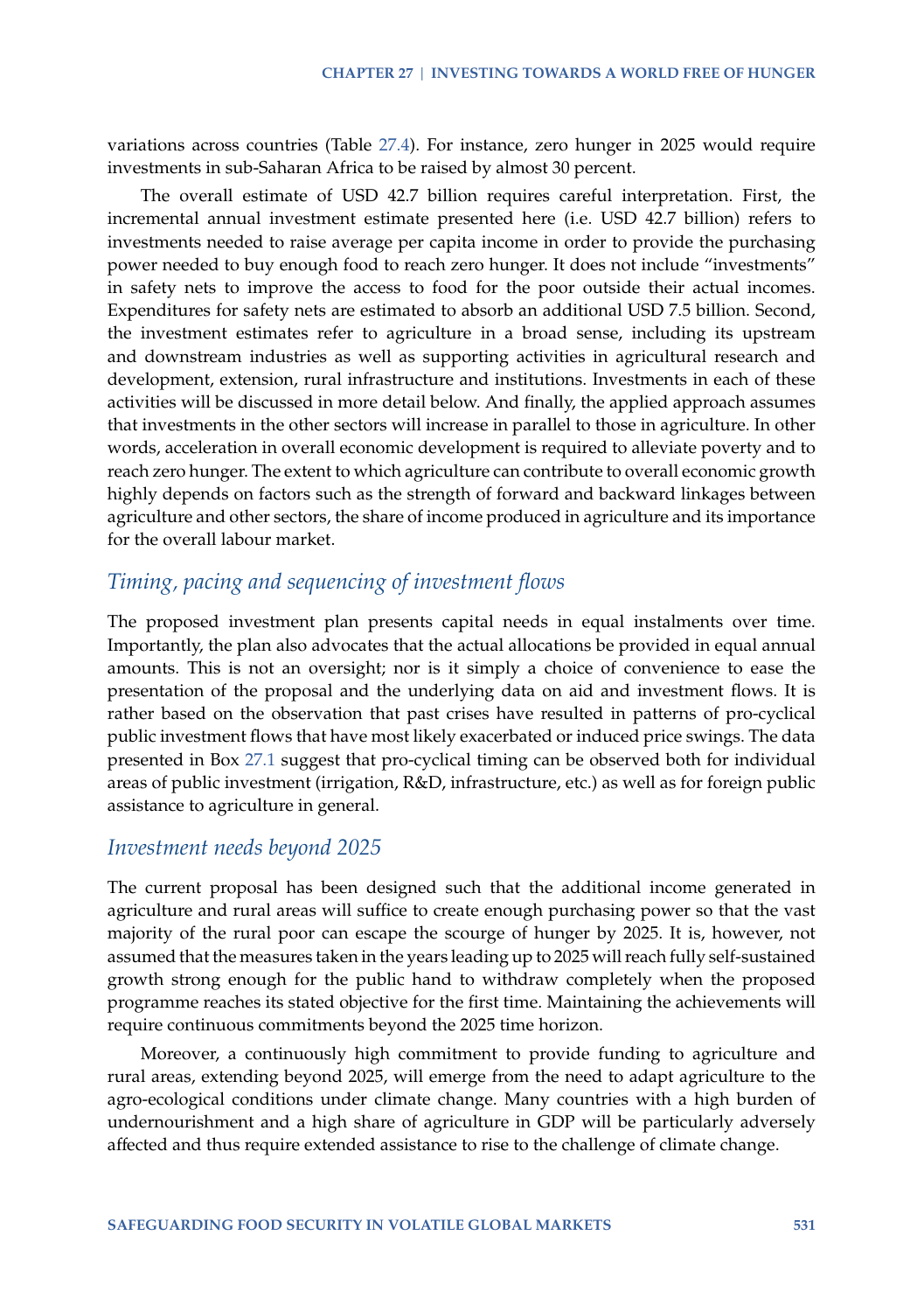variations across countries (Table 27.4). For instance, zero hunger in 2025 would require investments in sub-Saharan Africa to be raised by almost 30 percent.

The overall estimate of USD 42.7 billion requires careful interpretation. First, the incremental annual investment estimate presented here (i.e. USD 42.7 billion) refers to investments needed to raise average per capita income in order to provide the purchasing power needed to buy enough food to reach zero hunger. It does not include "investments" in safety nets to improve the access to food for the poor outside their actual incomes. Expenditures for safety nets are estimated to absorb an additional USD 7.5 billion. Second, the investment estimates refer to agriculture in a broad sense, including its upstream and downstream industries as well as supporting activities in agricultural research and development, extension, rural infrastructure and institutions. Investments in each of these activities will be discussed in more detail below. And finally, the applied approach assumes that investments in the other sectors will increase in parallel to those in agriculture. In other words, acceleration in overall economic development is required to alleviate poverty and to reach zero hunger. The extent to which agriculture can contribute to overall economic growth highly depends on factors such as the strength of forward and backward linkages between agriculture and other sectors, the share of income produced in agriculture and its importance for the overall labour market.

## *Timing, pacing and sequencing of investment flows*

The proposed investment plan presents capital needs in equal instalments over time. Importantly, the plan also advocates that the actual allocations be provided in equal annual amounts. This is not an oversight; nor is it simply a choice of convenience to ease the presentation of the proposal and the underlying data on aid and investment flows. It is rather based on the observation that past crises have resulted in patterns of pro-cyclical public investment flows that have most likely exacerbated or induced price swings. The data presented in Box 27.1 suggest that pro-cyclical timing can be observed both for individual areas of public investment (irrigation, R&D, infrastructure, etc.) as well as for foreign public assistance to agriculture in general.

## *Investment needs beyond 2025*

The current proposal has been designed such that the additional income generated in agriculture and rural areas will suffice to create enough purchasing power so that the vast majority of the rural poor can escape the scourge of hunger by 2025. It is, however, not assumed that the measures taken in the years leading up to 2025 will reach fully self-sustained growth strong enough for the public hand to withdraw completely when the proposed programme reaches its stated objective for the first time. Maintaining the achievements will require continuous commitments beyond the 2025 time horizon.

Moreover, a continuously high commitment to provide funding to agriculture and rural areas, extending beyond 2025, will emerge from the need to adapt agriculture to the agro-ecological conditions under climate change. Many countries with a high burden of undernourishment and a high share of agriculture in GDP will be particularly adversely affected and thus require extended assistance to rise to the challenge of climate change.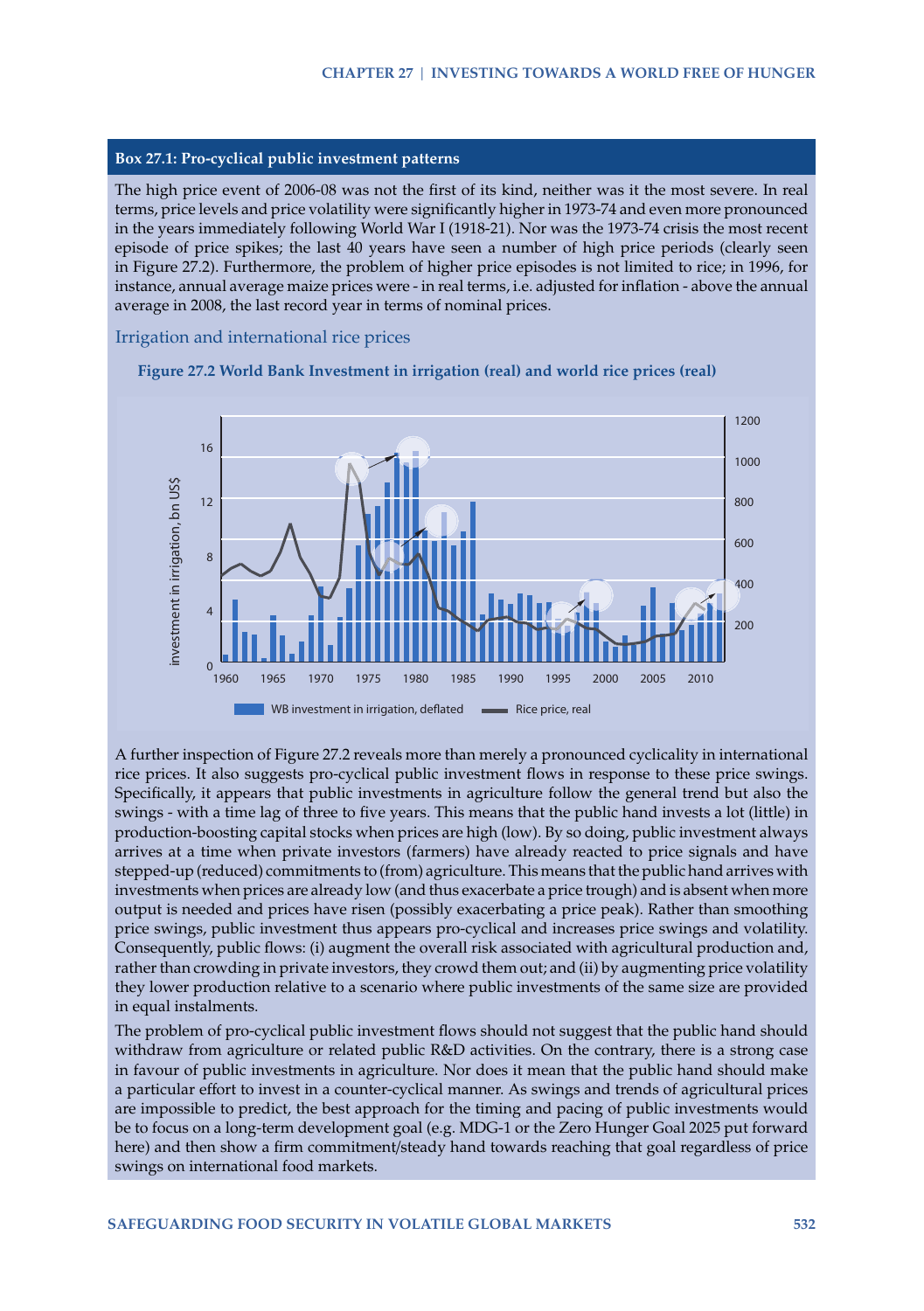### Box 27.1: Pro-cyclical public investment patterns

The high price event of 2006-08 was not the first of its kind, neither was it the most severe. In real terms, price levels and price volatility were significantly higher in 1973-74 and even more pronounced in the years immediately following World War I (1918-21). Nor was the 1973-74 crisis the most recent episode of price spikes; the last 40 years have seen a number of high price periods (clearly seen in Figure 27.2). Furthermore, the problem of higher price episodes is not limited to rice; in 1996, for instance, annual average maize prices were - in real terms, i.e. adjusted for inflation - above the annual average in 2008, the last record year in terms of nominal prices.

#### Irrigation and international rice prices

**Figure 27.2 World Bank Investment in irrigation (real) and world rice prices (real)**

A further inspection of Figure 27.2 reveals more than merely a pronounced cyclicality in international rice prices. It also suggests pro-cyclical public investment flows in response to these price swings. Specifically, it appears that public investments in agriculture follow the general trend but also the swings - with a time lag of three to five years. This means that the public hand invests a lot (little) in production-boosting capital stocks when prices are high (low). By so doing, public investment always arrives at a time when private investors (farmers) have already reacted to price signals and have stepped-up (reduced) commitments to (from) agriculture. This means that the public hand arrives with investments when prices are already low (and thus exacerbate a price trough) and is absent when more output is needed and prices have risen (possibly exacerbating a price peak). Rather than smoothing price swings, public investment thus appears pro-cyclical and increases price swings and volatility. Consequently, public flows: (i) augment the overall risk associated with agricultural production and, rather than crowding in private investors, they crowd them out; and (ii) by augmenting price volatility they lower production relative to a scenario where public investments of the same size are provided in equal instalments.

The problem of pro-cyclical public investment flows should not suggest that the public hand should withdraw from agriculture or related public R&D activities. On the contrary, there is a strong case in favour of public investments in agriculture. Nor does it mean that the public hand should make a particular effort to invest in a counter-cyclical manner. As swings and trends of agricultural prices are impossible to predict, the best approach for the timing and pacing of public investments would be to focus on a long-term development goal (e.g. MDG-1 or the Zero Hunger Goal 2025 put forward here) and then show a firm commitment/steady hand towards reaching that goal regardless of price swings on international food markets.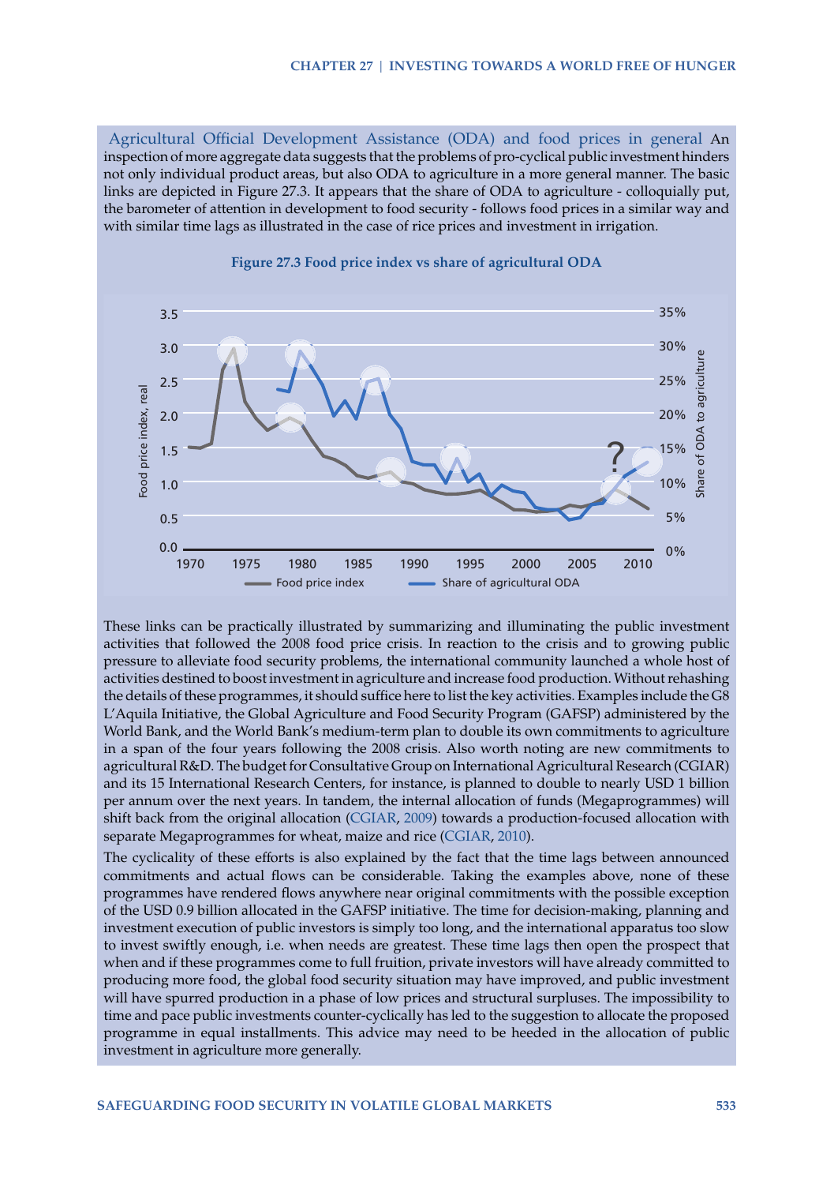**Agricultural Official Development Assistance (ODA) and food prices in general** An inspection of more aggregate data suggests that the problems of pro-cyclical public investment hinders not only individual product areas, but also ODA to agriculture in a more general manner. The basic links are depicted in Figure 27.3. It appears that the share of ODA to agriculture - colloquially put, the barometer of attention in development to food security - follows food prices in a similar way and with similar time lags as illustrated in the case of rice prices and investment in irrigation.

**Figure 27.3 Food price index vs share of agricultural ODA**

These links can be practically illustrated by summarizing and illuminating the public investment activities that followed the 2008 food price crisis. In reaction to the crisis and to growing public pressure to alleviate food security problems, the international community launched a whole host of activities destined to boost investment in agriculture and increase food production. Without rehashing the details of these programmes, it should suffice here to list the key activities. Examples include the G8 L'Aquila Initiative, the Global Agriculture and Food Security Program (GAFSP) administered by the World Bank, and the World Bank's medium-term plan to double its own commitments to agriculture in a span of the four years following the 2008 crisis. Also worth noting are new commitments to agricultural R&D. The budget for Consultative Group on International Agricultural Research (CGIAR) and its 15 International Research Centers, for instance, is planned to double to nearly USD 1 billion per annum over the next years. In tandem, the internal allocation of funds (Megaprogrammes) will shift back from the original allocation (CGIAR, 2009) towards a production-focused allocation with separate Megaprogrammes for wheat, maize and rice (CGIAR, 2010).

The cyclicality of these efforts is also explained by the fact that the time lags between announced commitments and actual flows can be considerable. Taking the examples above, none of these programmes have rendered flows anywhere near original commitments with the possible exception of the USD 0.9 billion allocated in the GAFSP initiative. The time for decision-making, planning and investment execution of public investors is simply too long, and the international apparatus too slow to invest swiftly enough, i.e. when needs are greatest. These time lags then open the prospect that when and if these programmes come to full fruition, private investors will have already committed to producing more food, the global food security situation may have improved, and public investment will have spurred production in a phase of low prices and structural surpluses. The impossibility to time and pace public investments counter-cyclically has led to the suggestion to allocate the proposed programme in equal installments. This advice may need to be heeded in the allocation of public investment in agriculture more generally.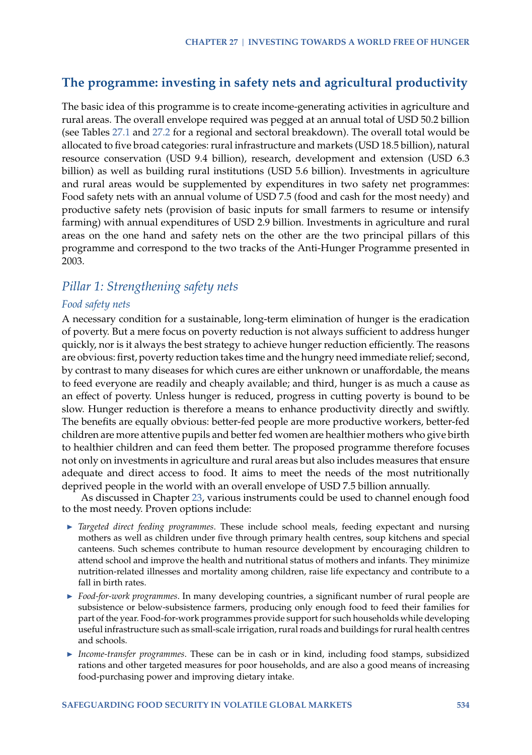## The programme: investing in safety nets and agricultural productivity

The basic idea of this programme is to create income-generating activities in agriculture and rural areas. The overall envelope required was pegged at an annual total of USD 50.2 billion (see Tables 27.1 and 27.2 for a regional and sectoral breakdown). The overall total would be allocated to five broad categories: rural infrastructure and markets (USD 18.5 billion), natural resource conservation (USD 9.4 billion), research, development and extension (USD 6.3 billion) as well as building rural institutions (USD 5.6 billion). Investments in agriculture and rural areas would be supplemented by expenditures in two safety net programmes: Food safety nets with an annual volume of USD 7.5 (food and cash for the most needy) and productive safety nets (provision of basic inputs for small farmers to resume or intensify farming) with annual expenditures of USD 2.9 billion. Investments in agriculture and rural areas on the one hand and safety nets on the other are the two principal pillars of this programme and correspond to the two tracks of the Anti-Hunger Programme presented in 2003.

### *Pillar 1: Strengthening safety nets*

#### *Food safety nets*

A necessary condition for a sustainable, long-term elimination of hunger is the eradication of poverty. But a mere focus on poverty reduction is not always sufficient to address hunger quickly, nor is it always the best strategy to achieve hunger reduction efficiently. The reasons are obvious: first, poverty reduction takes time and the hungry need immediate relief; second, by contrast to many diseases for which cures are either unknown or unaffordable, the means to feed everyone are readily and cheaply available; and third, hunger is as much a cause as an effect of poverty. Unless hunger is reduced, progress in cutting poverty is bound to be slow. Hunger reduction is therefore a means to enhance productivity directly and swiftly. The benefits are equally obvious: better-fed people are more productive workers, better-fed children are more attentive pupils and better fed women are healthier mothers who give birth to healthier children and can feed them better. The proposed programme therefore focuses not only on investments in agriculture and rural areas but also includes measures that ensure adequate and direct access to food. It aims to meet the needs of the most nutritionally deprived people in the world with an overall envelope of USD 7.5 billion annually.

As discussed in Chapter 23, various instruments could be used to channel enough food to the most needy. Proven options include:

- *Targeted direct feeding programmes*. These include school meals, feeding expectant and nursing mothers as well as children under five through primary health centres, soup kitchens and special canteens. Such schemes contribute to human resource development by encouraging children to attend school and improve the health and nutritional status of mothers and infants. They minimize nutrition-related illnesses and mortality among children, raise life expectancy and contribute to a fall in birth rates.
- *Food-for-work programmes*. In many developing countries, a significant number of rural people are subsistence or below-subsistence farmers, producing only enough food to feed their families for part of the year. Food-for-work programmes provide support for such households while developing useful infrastructure such as small-scale irrigation, rural roads and buildings for rural health centres and schools.
- *Income-transfer programmes*. These can be in cash or in kind, including food stamps, subsidized rations and other targeted measures for poor households, and are also a good means of increasing food-purchasing power and improving dietary intake.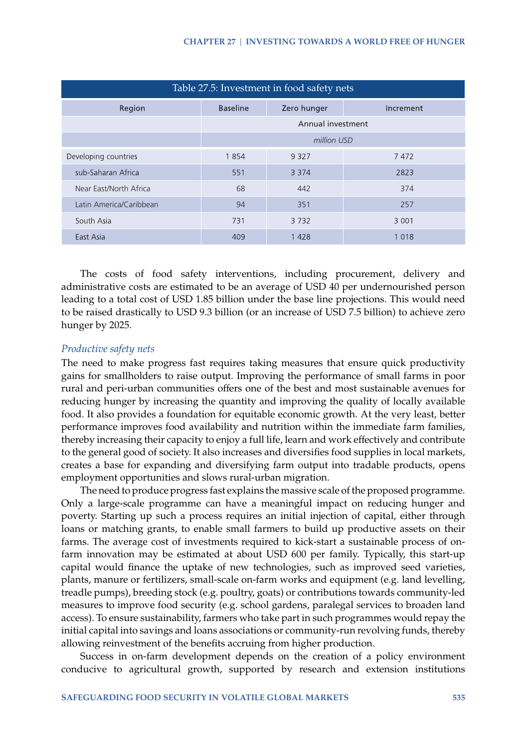Table 27.5: Investment in food safety nets

| Region | Baseline | Zero hunger | Increment |
|---|---|---|---|
| | Annual investment | | |
| | *million USD* | | |
| Developing countries | 1 854 | 9 327 | 7 472 |
| sub-Saharan Africa | 551 | 3 374 | 2823 |
| Near East/North Africa | 68 | 442 | 374 |
| Latin America/Caribbean | 94 | 351 | 257 |
| South Asia | 731 | 3 732 | 3 001 |
| East Asia | 409 | 1 428 | 1 018 |

The costs of food safety interventions, including procurement, delivery and administrative costs are estimated to be an average of USD 40 per undernourished person leading to a total cost of USD 1.85 billion under the base line projections. This would need to be raised drastically to USD 9.3 billion (or an increase of USD 7.5 billion) to achieve zero hunger by 2025.

### *Productive safety nets*

The need to make progress fast requires taking measures that ensure quick productivity gains for smallholders to raise output. Improving the performance of small farms in poor rural and peri-urban communities offers one of the best and most sustainable avenues for reducing hunger by increasing the quantity and improving the quality of locally available food. It also provides a foundation for equitable economic growth. At the very least, better performance improves food availability and nutrition within the immediate farm families, thereby increasing their capacity to enjoy a full life, learn and work effectively and contribute to the general good of society. It also increases and diversifies food supplies in local markets, creates a base for expanding and diversifying farm output into tradable products, opens employment opportunities and slows rural-urban migration.

The need to produce progress fast explains the massive scale of the proposed programme. Only a large-scale programme can have a meaningful impact on reducing hunger and poverty. Starting up such a process requires an initial injection of capital, either through loans or matching grants, to enable small farmers to build up productive assets on their farms. The average cost of investments required to kick-start a sustainable process of on-farm innovation may be estimated at about USD 600 per family. Typically, this start-up capital would finance the uptake of new technologies, such as improved seed varieties, plants, manure or fertilizers, small-scale on-farm works and equipment (e.g. land levelling, treadle pumps), breeding stock (e.g. poultry, goats) or contributions towards community-led measures to improve food security (e.g. school gardens, paralegal services to broaden land access). To ensure sustainability, farmers who take part in such programmes would repay the initial capital into savings and loans associations or community-run revolving funds, thereby allowing reinvestment of the benefits accruing from higher production.

Success in on-farm development depends on the creation of a policy environment conducive to agricultural growth, supported by research and extension institutions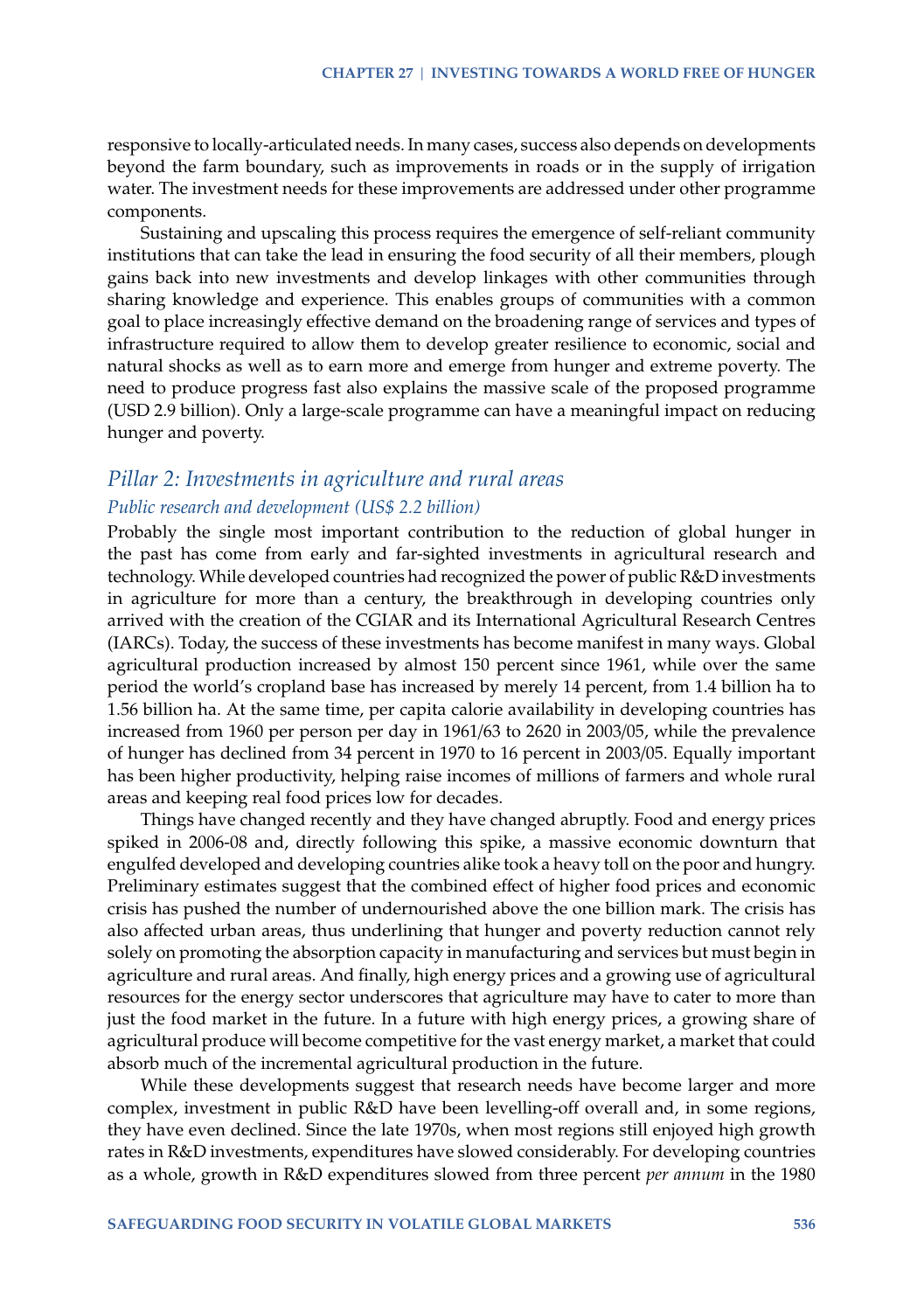responsive to locally-articulated needs. In many cases, success also depends on developments beyond the farm boundary, such as improvements in roads or in the supply of irrigation water. The investment needs for these improvements are addressed under other programme components.

Sustaining and upscaling this process requires the emergence of self-reliant community institutions that can take the lead in ensuring the food security of all their members, plough gains back into new investments and develop linkages with other communities through sharing knowledge and experience. This enables groups of communities with a common goal to place increasingly effective demand on the broadening range of services and types of infrastructure required to allow them to develop greater resilience to economic, social and natural shocks as well as to earn more and emerge from hunger and extreme poverty. The need to produce progress fast also explains the massive scale of the proposed programme (USD 2.9 billion). Only a large-scale programme can have a meaningful impact on reducing hunger and poverty.

## *Pillar 2: Investments in agriculture and rural areas*

### *Public research and development (US$ 2.2 billion)*

Probably the single most important contribution to the reduction of global hunger in the past has come from early and far-sighted investments in agricultural research and technology. While developed countries had recognized the power of public R&D investments in agriculture for more than a century, the breakthrough in developing countries only arrived with the creation of the CGIAR and its International Agricultural Research Centres (IARCs). Today, the success of these investments has become manifest in many ways. Global agricultural production increased by almost 150 percent since 1961, while over the same period the world's cropland base has increased by merely 14 percent, from 1.4 billion ha to 1.56 billion ha. At the same time, per capita calorie availability in developing countries has increased from 1960 per person per day in 1961/63 to 2620 in 2003/05, while the prevalence of hunger has declined from 34 percent in 1970 to 16 percent in 2003/05. Equally important has been higher productivity, helping raise incomes of millions of farmers and whole rural areas and keeping real food prices low for decades.

Things have changed recently and they have changed abruptly. Food and energy prices spiked in 2006-08 and, directly following this spike, a massive economic downturn that engulfed developed and developing countries alike took a heavy toll on the poor and hungry. Preliminary estimates suggest that the combined effect of higher food prices and economic crisis has pushed the number of undernourished above the one billion mark. The crisis has also affected urban areas, thus underlining that hunger and poverty reduction cannot rely solely on promoting the absorption capacity in manufacturing and services but must begin in agriculture and rural areas. And finally, high energy prices and a growing use of agricultural resources for the energy sector underscores that agriculture may have to cater to more than just the food market in the future. In a future with high energy prices, a growing share of agricultural produce will become competitive for the vast energy market, a market that could absorb much of the incremental agricultural production in the future.

While these developments suggest that research needs have become larger and more complex, investment in public R&D have been levelling-off overall and, in some regions, they have even declined. Since the late 1970s, when most regions still enjoyed high growth rates in R&D investments, expenditures have slowed considerably. For developing countries as a whole, growth in R&D expenditures slowed from three percent *per annum* in the 1980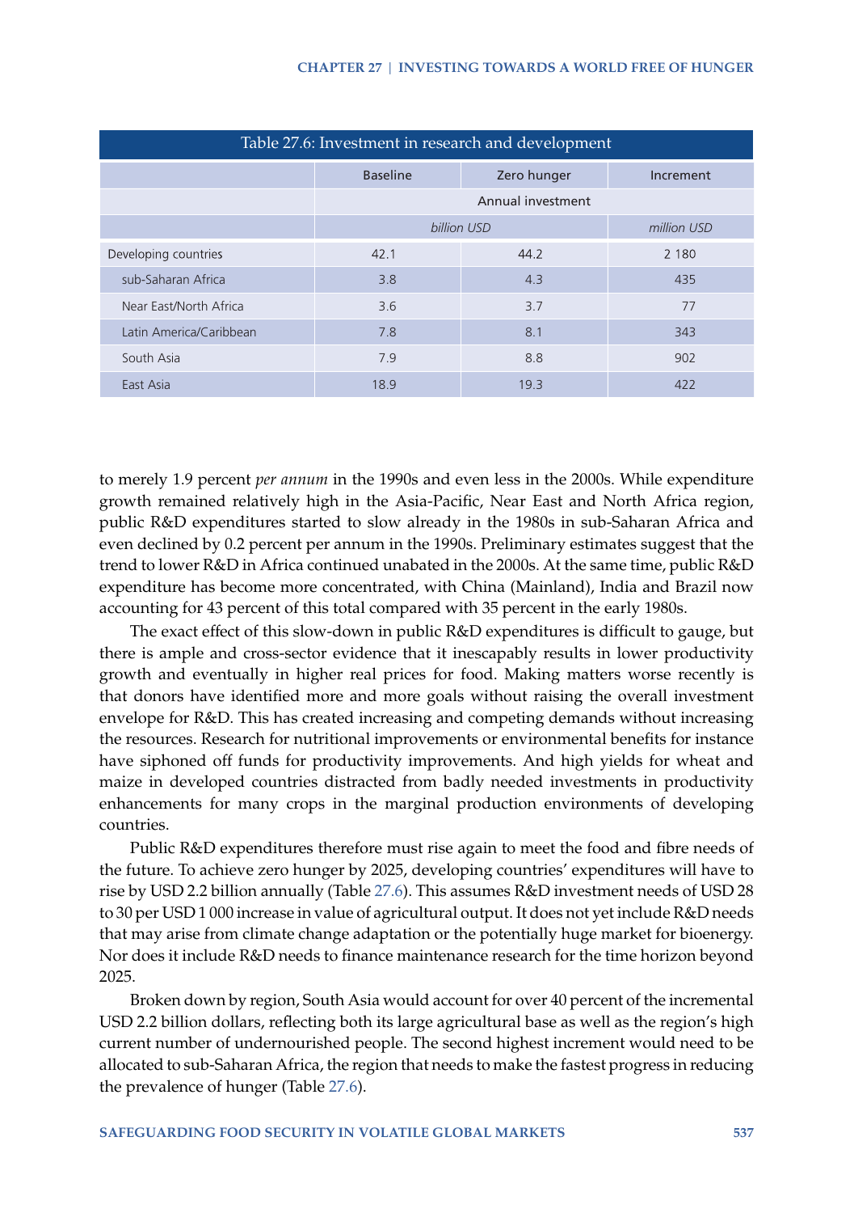Table 27.6: Investment in research and development

| | Baseline | Zero hunger | Increment |
|---|---|---|---|
| | Annual investment | | |
| | billion USD | | million USD |
| Developing countries | 42.1 | 44.2 | 2 180 |
| sub-Saharan Africa | 3.8 | 4.3 | 435 |
| Near East/North Africa | 3.6 | 3.7 | 77 |
| Latin America/Caribbean | 7.8 | 8.1 | 343 |
| South Asia | 7.9 | 8.8 | 902 |
| East Asia | 18.9 | 19.3 | 422 |

to merely 1.9 percent *per annum* in the 1990s and even less in the 2000s. While expenditure growth remained relatively high in the Asia-Pacific, Near East and North Africa region, public R&D expenditures started to slow already in the 1980s in sub-Saharan Africa and even declined by 0.2 percent per annum in the 1990s. Preliminary estimates suggest that the trend to lower R&D in Africa continued unabated in the 2000s. At the same time, public R&D expenditure has become more concentrated, with China (Mainland), India and Brazil now accounting for 43 percent of this total compared with 35 percent in the early 1980s.

The exact effect of this slow-down in public R&D expenditures is difficult to gauge, but there is ample and cross-sector evidence that it inescapably results in lower productivity growth and eventually in higher real prices for food. Making matters worse recently is that donors have identified more and more goals without raising the overall investment envelope for R&D. This has created increasing and competing demands without increasing the resources. Research for nutritional improvements or environmental benefits for instance have siphoned off funds for productivity improvements. And high yields for wheat and maize in developed countries distracted from badly needed investments in productivity enhancements for many crops in the marginal production environments of developing countries.

Public R&D expenditures therefore must rise again to meet the food and fibre needs of the future. To achieve zero hunger by 2025, developing countries' expenditures will have to rise by USD 2.2 billion annually (Table 27.6). This assumes R&D investment needs of USD 28 to 30 per USD 1 000 increase in value of agricultural output. It does not yet include R&D needs that may arise from climate change adaptation or the potentially huge market for bioenergy. Nor does it include R&D needs to finance maintenance research for the time horizon beyond 2025.

Broken down by region, South Asia would account for over 40 percent of the incremental USD 2.2 billion dollars, reflecting both its large agricultural base as well as the region's high current number of undernourished people. The second highest increment would need to be allocated to sub-Saharan Africa, the region that needs to make the fastest progress in reducing the prevalence of hunger (Table 27.6).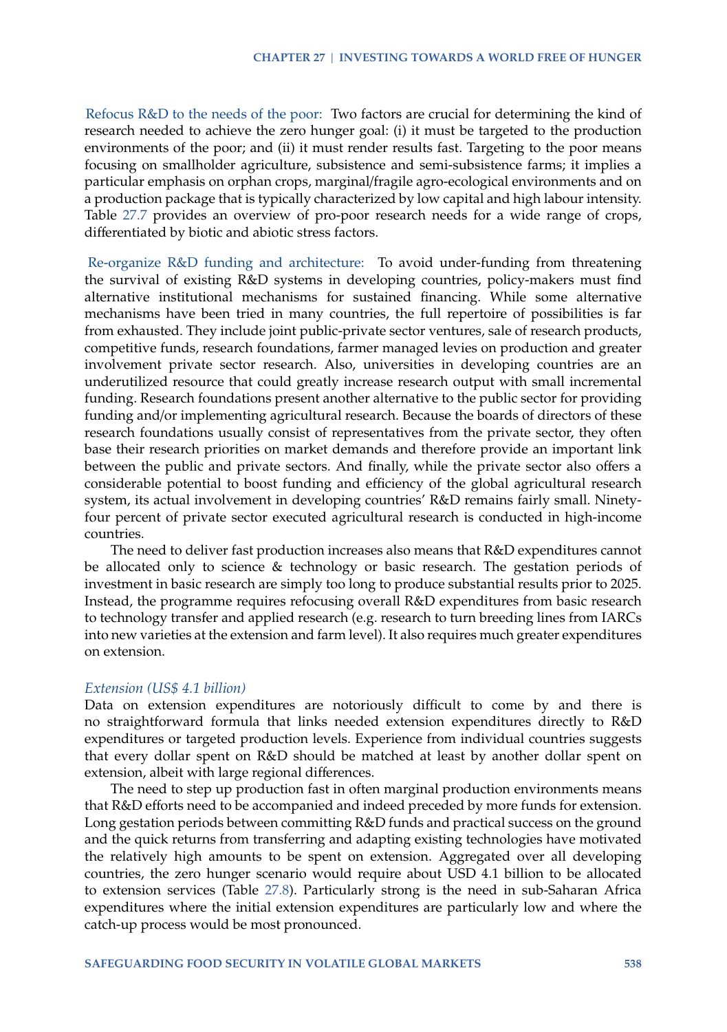Refocus R&D to the needs of the poor: Two factors are crucial for determining the kind of research needed to achieve the zero hunger goal: (i) it must be targeted to the production environments of the poor; and (ii) it must render results fast. Targeting to the poor means focusing on smallholder agriculture, subsistence and semi-subsistence farms; it implies a particular emphasis on orphan crops, marginal/fragile agro-ecological environments and on a production package that is typically characterized by low capital and high labour intensity. Table 27.7 provides an overview of pro-poor research needs for a wide range of crops, differentiated by biotic and abiotic stress factors.

Re-organize R&D funding and architecture: To avoid under-funding from threatening the survival of existing R&D systems in developing countries, policy-makers must find alternative institutional mechanisms for sustained financing. While some alternative mechanisms have been tried in many countries, the full repertoire of possibilities is far from exhausted. They include joint public-private sector ventures, sale of research products, competitive funds, research foundations, farmer managed levies on production and greater involvement private sector research. Also, universities in developing countries are an underutilized resource that could greatly increase research output with small incremental funding. Research foundations present another alternative to the public sector for providing funding and/or implementing agricultural research. Because the boards of directors of these research foundations usually consist of representatives from the private sector, they often base their research priorities on market demands and therefore provide an important link between the public and private sectors. And finally, while the private sector also offers a considerable potential to boost funding and efficiency of the global agricultural research system, its actual involvement in developing countries' R&D remains fairly small. Ninety-four percent of private sector executed agricultural research is conducted in high-income countries.

The need to deliver fast production increases also means that R&D expenditures cannot be allocated only to science & technology or basic research. The gestation periods of investment in basic research are simply too long to produce substantial results prior to 2025. Instead, the programme requires refocusing overall R&D expenditures from basic research to technology transfer and applied research (e.g. research to turn breeding lines from IARCs into new varieties at the extension and farm level). It also requires much greater expenditures on extension.

*Extension (US$ 4.1 billion)*

Data on extension expenditures are notoriously difficult to come by and there is no straightforward formula that links needed extension expenditures directly to R&D expenditures or targeted production levels. Experience from individual countries suggests that every dollar spent on R&D should be matched at least by another dollar spent on extension, albeit with large regional differences.

The need to step up production fast in often marginal production environments means that R&D efforts need to be accompanied and indeed preceded by more funds for extension. Long gestation periods between committing R&D funds and practical success on the ground and the quick returns from transferring and adapting existing technologies have motivated the relatively high amounts to be spent on extension. Aggregated over all developing countries, the zero hunger scenario would require about USD 4.1 billion to be allocated to extension services (Table 27.8). Particularly strong is the need in sub-Saharan Africa expenditures where the initial extension expenditures are particularly low and where the catch-up process would be most pronounced.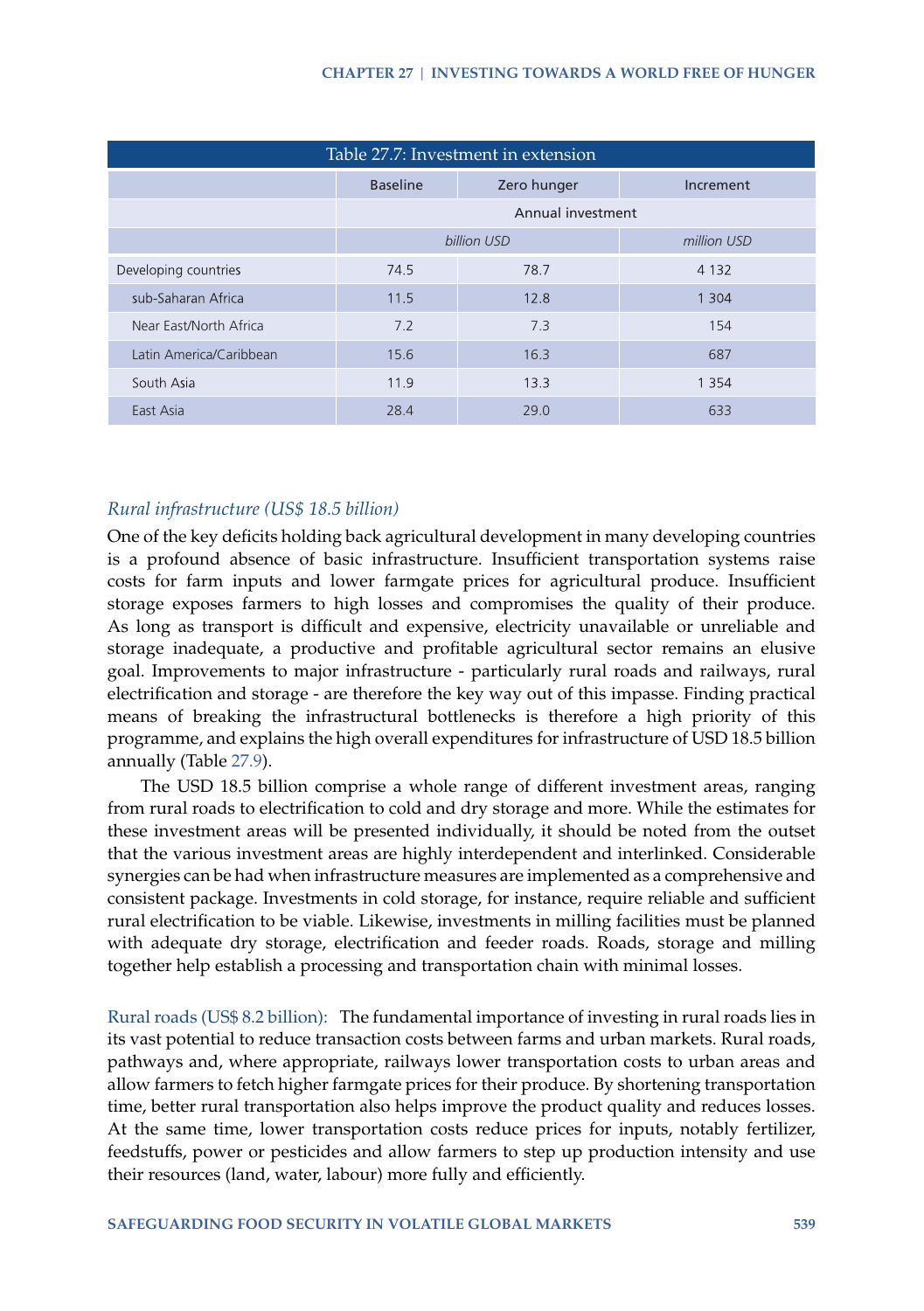| Table 27.7: Investment in extension | | | |
|---|---|---|---|
| | Baseline | Zero hunger | Increment |
| | Annual investment | | |
| | *billion USD* | | *million USD* |
| Developing countries | 74.5 | 78.7 | 4 132 |
| sub-Saharan Africa | 11.5 | 12.8 | 1 304 |
| Near East/North Africa | 7.2 | 7.3 | 154 |
| Latin America/Caribbean | 15.6 | 16.3 | 687 |
| South Asia | 11.9 | 13.3 | 1 354 |
| East Asia | 28.4 | 29.0 | 633 |

### *Rural infrastructure (US$ 18.5 billion)*

One of the key deficits holding back agricultural development in many developing countries is a profound absence of basic infrastructure. Insufficient transportation systems raise costs for farm inputs and lower farmgate prices for agricultural produce. Insufficient storage exposes farmers to high losses and compromises the quality of their produce. As long as transport is difficult and expensive, electricity unavailable or unreliable and storage inadequate, a productive and profitable agricultural sector remains an elusive goal. Improvements to major infrastructure - particularly rural roads and railways, rural electrification and storage - are therefore the key way out of this impasse. Finding practical means of breaking the infrastructural bottlenecks is therefore a high priority of this programme, and explains the high overall expenditures for infrastructure of USD 18.5 billion annually (Table 27.9).

The USD 18.5 billion comprise a whole range of different investment areas, ranging from rural roads to electrification to cold and dry storage and more. While the estimates for these investment areas will be presented individually, it should be noted from the outset that the various investment areas are highly interdependent and interlinked. Considerable synergies can be had when infrastructure measures are implemented as a comprehensive and consistent package. Investments in cold storage, for instance, require reliable and sufficient rural electrification to be viable. Likewise, investments in milling facilities must be planned with adequate dry storage, electrification and feeder roads. Roads, storage and milling together help establish a processing and transportation chain with minimal losses.

Rural roads (US$ 8.2 billion): The fundamental importance of investing in rural roads lies in its vast potential to reduce transaction costs between farms and urban markets. Rural roads, pathways and, where appropriate, railways lower transportation costs to urban areas and allow farmers to fetch higher farmgate prices for their produce. By shortening transportation time, better rural transportation also helps improve the product quality and reduces losses. At the same time, lower transportation costs reduce prices for inputs, notably fertilizer, feedstuffs, power or pesticides and allow farmers to step up production intensity and use their resources (land, water, labour) more fully and efficiently.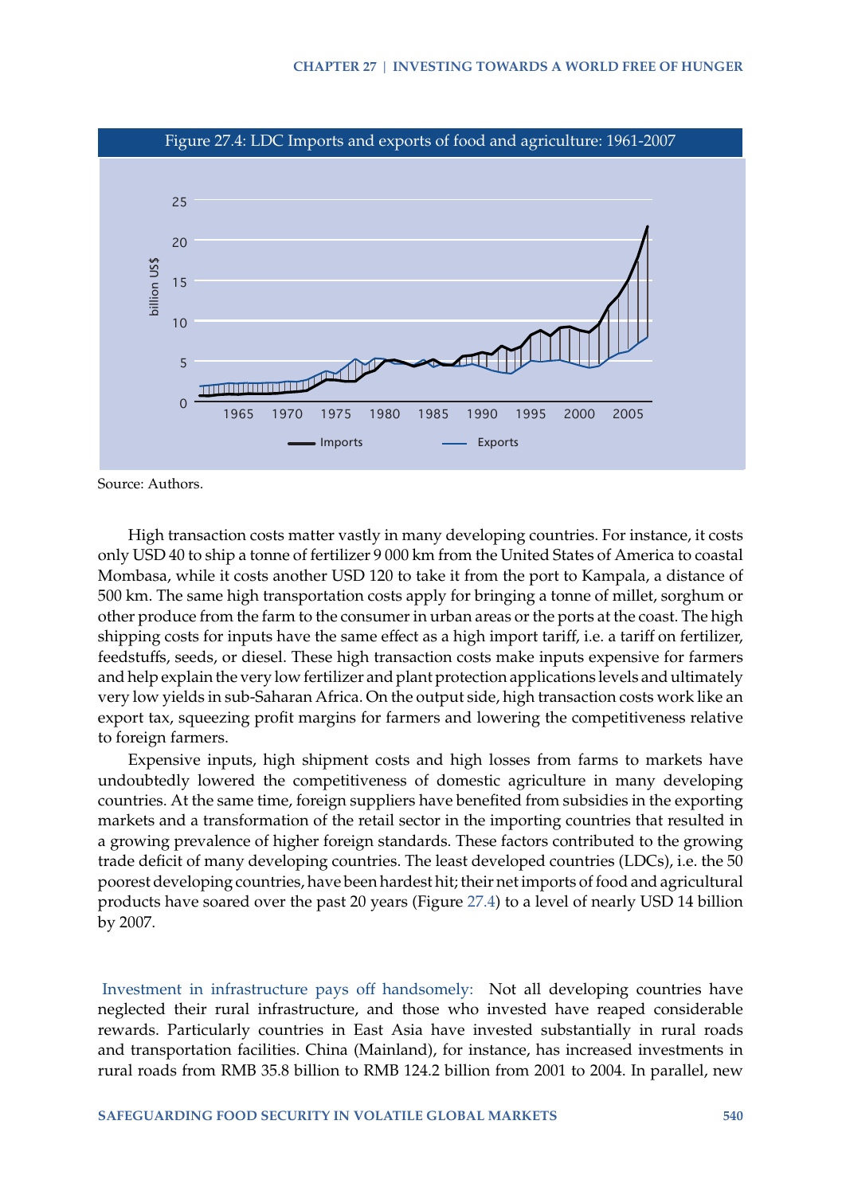Figure 27.4: LDC Imports and exports of food and agriculture: 1961-2007

Source: Authors.

High transaction costs matter vastly in many developing countries. For instance, it costs only USD 40 to ship a tonne of fertilizer 9 000 km from the United States of America to coastal Mombasa, while it costs another USD 120 to take it from the port to Kampala, a distance of 500 km. The same high transportation costs apply for bringing a tonne of millet, sorghum or other produce from the farm to the consumer in urban areas or the ports at the coast. The high shipping costs for inputs have the same effect as a high import tariff, i.e. a tariff on fertilizer, feedstuffs, seeds, or diesel. These high transaction costs make inputs expensive for farmers and help explain the very low fertilizer and plant protection applications levels and ultimately very low yields in sub-Saharan Africa. On the output side, high transaction costs work like an export tax, squeezing profit margins for farmers and lowering the competitiveness relative to foreign farmers.

Expensive inputs, high shipment costs and high losses from farms to markets have undoubtedly lowered the competitiveness of domestic agriculture in many developing countries. At the same time, foreign suppliers have benefited from subsidies in the exporting markets and a transformation of the retail sector in the importing countries that resulted in a growing prevalence of higher foreign standards. These factors contributed to the growing trade deficit of many developing countries. The least developed countries (LDCs), i.e. the 50 poorest developing countries, have been hardest hit; their net imports of food and agricultural products have soared over the past 20 years (Figure 27.4) to a level of nearly USD 14 billion by 2007.

Investment in infrastructure pays off handsomely: Not all developing countries have neglected their rural infrastructure, and those who invested have reaped considerable rewards. Particularly countries in East Asia have invested substantially in rural roads and transportation facilities. China (Mainland), for instance, has increased investments in rural roads from RMB 35.8 billion to RMB 124.2 billion from 2001 to 2004. In parallel, new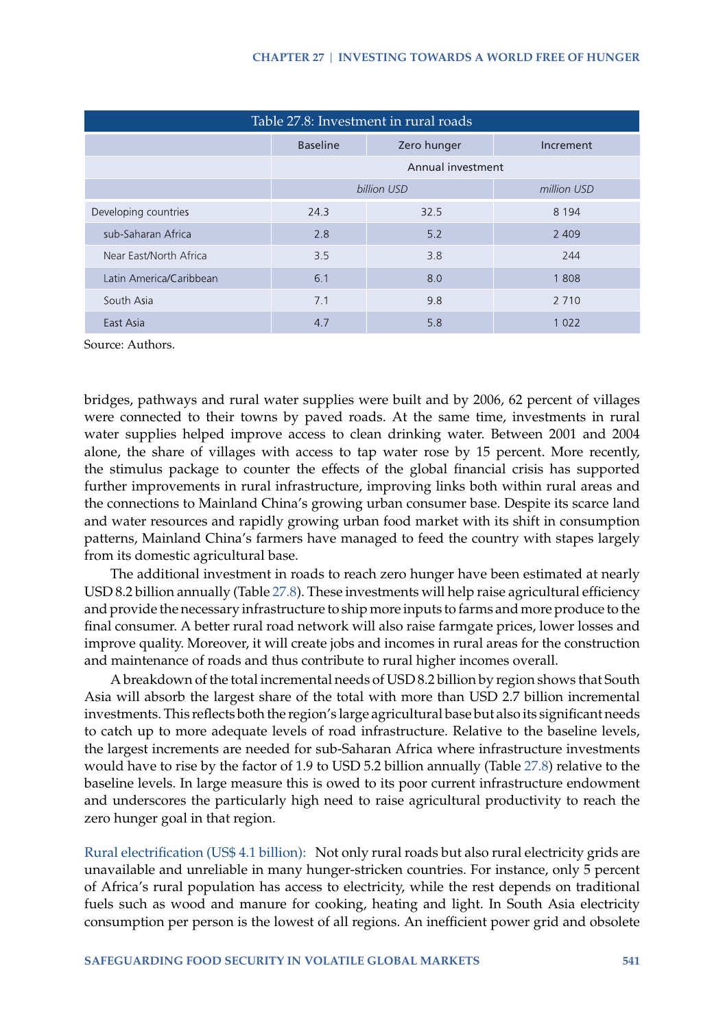Table 27.8: Investment in rural roads

| | Baseline | Zero hunger | Increment |
|---|---|---|---|
| | Annual investment | | |
| | *billion USD* | | *million USD* |
| Developing countries | 24.3 | 32.5 | 8 194 |
| sub-Saharan Africa | 2.8 | 5.2 | 2 409 |
| Near East/North Africa | 3.5 | 3.8 | 244 |
| Latin America/Caribbean | 6.1 | 8.0 | 1 808 |
| South Asia | 7.1 | 9.8 | 2 710 |
| East Asia | 4.7 | 5.8 | 1 022 |

Source: Authors.

bridges, pathways and rural water supplies were built and by 2006, 62 percent of villages were connected to their towns by paved roads. At the same time, investments in rural water supplies helped improve access to clean drinking water. Between 2001 and 2004 alone, the share of villages with access to tap water rose by 15 percent. More recently, the stimulus package to counter the effects of the global financial crisis has supported further improvements in rural infrastructure, improving links both within rural areas and the connections to Mainland China's growing urban consumer base. Despite its scarce land and water resources and rapidly growing urban food market with its shift in consumption patterns, Mainland China's farmers have managed to feed the country with stapes largely from its domestic agricultural base.

The additional investment in roads to reach zero hunger have been estimated at nearly USD 8.2 billion annually (Table 27.8). These investments will help raise agricultural efficiency and provide the necessary infrastructure to ship more inputs to farms and more produce to the final consumer. A better rural road network will also raise farmgate prices, lower losses and improve quality. Moreover, it will create jobs and incomes in rural areas for the construction and maintenance of roads and thus contribute to rural higher incomes overall.

A breakdown of the total incremental needs of USD 8.2 billion by region shows that South Asia will absorb the largest share of the total with more than USD 2.7 billion incremental investments. This reflects both the region's large agricultural base but also its significant needs to catch up to more adequate levels of road infrastructure. Relative to the baseline levels, the largest increments are needed for sub-Saharan Africa where infrastructure investments would have to rise by the factor of 1.9 to USD 5.2 billion annually (Table 27.8) relative to the baseline levels. In large measure this is owed to its poor current infrastructure endowment and underscores the particularly high need to raise agricultural productivity to reach the zero hunger goal in that region.

Rural electrification (US$ 4.1 billion): Not only rural roads but also rural electricity grids are unavailable and unreliable in many hunger-stricken countries. For instance, only 5 percent of Africa's rural population has access to electricity, while the rest depends on traditional fuels such as wood and manure for cooking, heating and light. In South Asia electricity consumption per person is the lowest of all regions. An inefficient power grid and obsolete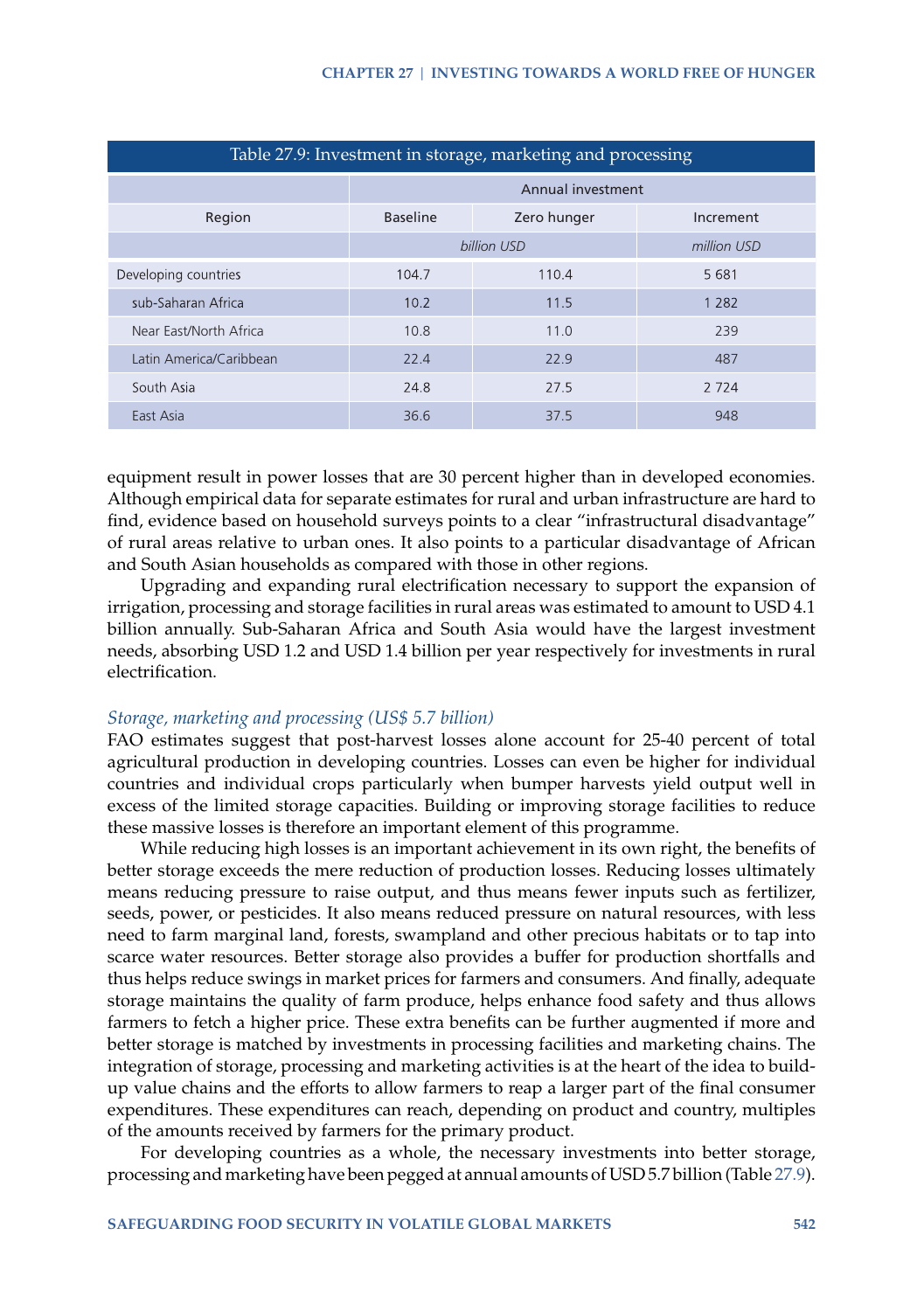| Table 27.9: Investment in storage, marketing and processing | | | |
|---|---|---|---|
| | Annual investment | | |
| Region | Baseline | Zero hunger | Increment |
| | billion USD | | million USD |
| Developing countries | 104.7 | 110.4 | 5 681 |
| sub-Saharan Africa | 10.2 | 11.5 | 1 282 |
| Near East/North Africa | 10.8 | 11.0 | 239 |
| Latin America/Caribbean | 22.4 | 22.9 | 487 |
| South Asia | 24.8 | 27.5 | 2 724 |
| East Asia | 36.6 | 37.5 | 948 |

equipment result in power losses that are 30 percent higher than in developed economies. Although empirical data for separate estimates for rural and urban infrastructure are hard to find, evidence based on household surveys points to a clear "infrastructural disadvantage" of rural areas relative to urban ones. It also points to a particular disadvantage of African and South Asian households as compared with those in other regions.

Upgrading and expanding rural electrification necessary to support the expansion of irrigation, processing and storage facilities in rural areas was estimated to amount to USD 4.1 billion annually. Sub-Saharan Africa and South Asia would have the largest investment needs, absorbing USD 1.2 and USD 1.4 billion per year respectively for investments in rural electrification.

*Storage, marketing and processing (US$ 5.7 billion)*

FAO estimates suggest that post-harvest losses alone account for 25-40 percent of total agricultural production in developing countries. Losses can even be higher for individual countries and individual crops particularly when bumper harvests yield output well in excess of the limited storage capacities. Building or improving storage facilities to reduce these massive losses is therefore an important element of this programme.

While reducing high losses is an important achievement in its own right, the benefits of better storage exceeds the mere reduction of production losses. Reducing losses ultimately means reducing pressure to raise output, and thus means fewer inputs such as fertilizer, seeds, power, or pesticides. It also means reduced pressure on natural resources, with less need to farm marginal land, forests, swampland and other precious habitats or to tap into scarce water resources. Better storage also provides a buffer for production shortfalls and thus helps reduce swings in market prices for farmers and consumers. And finally, adequate storage maintains the quality of farm produce, helps enhance food safety and thus allows farmers to fetch a higher price. These extra benefits can be further augmented if more and better storage is matched by investments in processing facilities and marketing chains. The integration of storage, processing and marketing activities is at the heart of the idea to build-up value chains and the efforts to allow farmers to reap a larger part of the final consumer expenditures. These expenditures can reach, depending on product and country, multiples of the amounts received by farmers for the primary product.

For developing countries as a whole, the necessary investments into better storage, processing and marketing have been pegged at annual amounts of USD 5.7 billion (Table 27.9).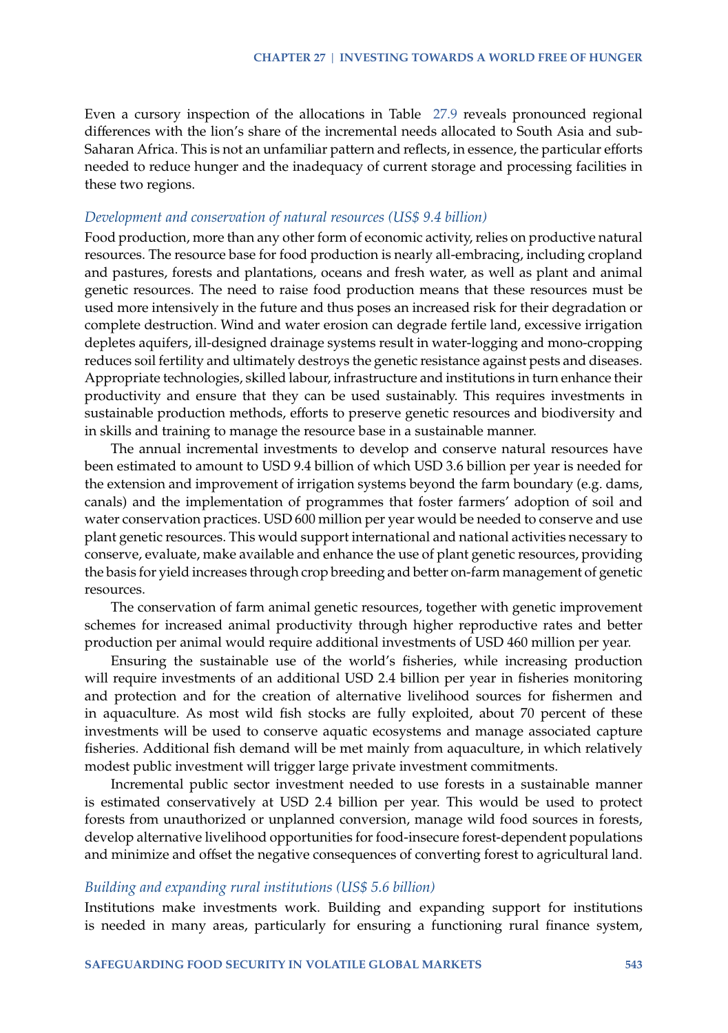Even a cursory inspection of the allocations in Table 27.9 reveals pronounced regional differences with the lion's share of the incremental needs allocated to South Asia and sub-Saharan Africa. This is not an unfamiliar pattern and reflects, in essence, the particular efforts needed to reduce hunger and the inadequacy of current storage and processing facilities in these two regions.

### *Development and conservation of natural resources (US$ 9.4 billion)*

Food production, more than any other form of economic activity, relies on productive natural resources. The resource base for food production is nearly all-embracing, including cropland and pastures, forests and plantations, oceans and fresh water, as well as plant and animal genetic resources. The need to raise food production means that these resources must be used more intensively in the future and thus poses an increased risk for their degradation or complete destruction. Wind and water erosion can degrade fertile land, excessive irrigation depletes aquifers, ill-designed drainage systems result in water-logging and mono-cropping reduces soil fertility and ultimately destroys the genetic resistance against pests and diseases. Appropriate technologies, skilled labour, infrastructure and institutions in turn enhance their productivity and ensure that they can be used sustainably. This requires investments in sustainable production methods, efforts to preserve genetic resources and biodiversity and in skills and training to manage the resource base in a sustainable manner.

The annual incremental investments to develop and conserve natural resources have been estimated to amount to USD 9.4 billion of which USD 3.6 billion per year is needed for the extension and improvement of irrigation systems beyond the farm boundary (e.g. dams, canals) and the implementation of programmes that foster farmers' adoption of soil and water conservation practices. USD 600 million per year would be needed to conserve and use plant genetic resources. This would support international and national activities necessary to conserve, evaluate, make available and enhance the use of plant genetic resources, providing the basis for yield increases through crop breeding and better on-farm management of genetic resources.

The conservation of farm animal genetic resources, together with genetic improvement schemes for increased animal productivity through higher reproductive rates and better production per animal would require additional investments of USD 460 million per year.

Ensuring the sustainable use of the world's fisheries, while increasing production will require investments of an additional USD 2.4 billion per year in fisheries monitoring and protection and for the creation of alternative livelihood sources for fishermen and in aquaculture. As most wild fish stocks are fully exploited, about 70 percent of these investments will be used to conserve aquatic ecosystems and manage associated capture fisheries. Additional fish demand will be met mainly from aquaculture, in which relatively modest public investment will trigger large private investment commitments.

Incremental public sector investment needed to use forests in a sustainable manner is estimated conservatively at USD 2.4 billion per year. This would be used to protect forests from unauthorized or unplanned conversion, manage wild food sources in forests, develop alternative livelihood opportunities for food-insecure forest-dependent populations and minimize and offset the negative consequences of converting forest to agricultural land.

### *Building and expanding rural institutions (US$ 5.6 billion)*

Institutions make investments work. Building and expanding support for institutions is needed in many areas, particularly for ensuring a functioning rural finance system,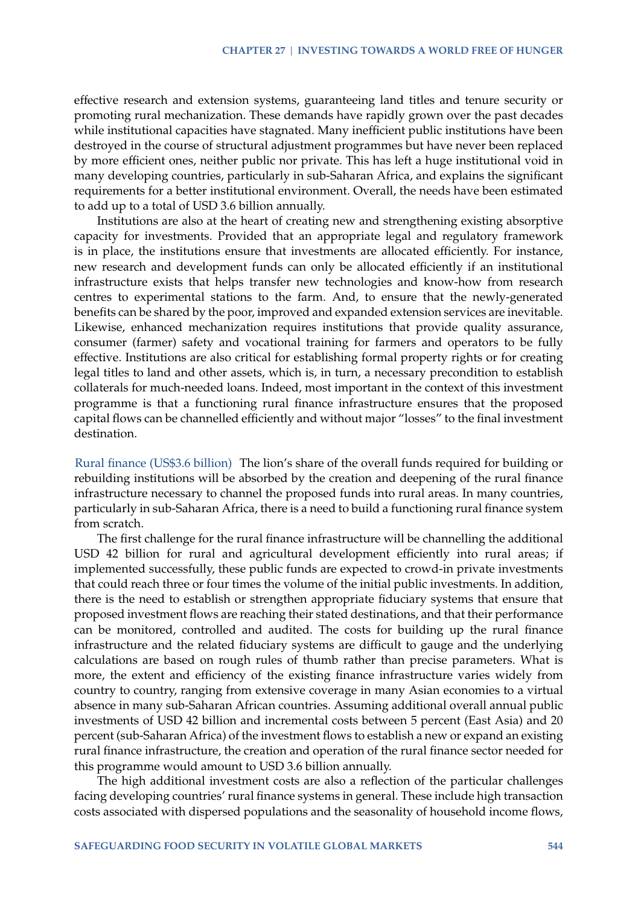effective research and extension systems, guaranteeing land titles and tenure security or promoting rural mechanization. These demands have rapidly grown over the past decades while institutional capacities have stagnated. Many inefficient public institutions have been destroyed in the course of structural adjustment programmes but have never been replaced by more efficient ones, neither public nor private. This has left a huge institutional void in many developing countries, particularly in sub-Saharan Africa, and explains the significant requirements for a better institutional environment. Overall, the needs have been estimated to add up to a total of USD 3.6 billion annually.

Institutions are also at the heart of creating new and strengthening existing absorptive capacity for investments. Provided that an appropriate legal and regulatory framework is in place, the institutions ensure that investments are allocated efficiently. For instance, new research and development funds can only be allocated efficiently if an institutional infrastructure exists that helps transfer new technologies and know-how from research centres to experimental stations to the farm. And, to ensure that the newly-generated benefits can be shared by the poor, improved and expanded extension services are inevitable. Likewise, enhanced mechanization requires institutions that provide quality assurance, consumer (farmer) safety and vocational training for farmers and operators to be fully effective. Institutions are also critical for establishing formal property rights or for creating legal titles to land and other assets, which is, in turn, a necessary precondition to establish collaterals for much-needed loans. Indeed, most important in the context of this investment programme is that a functioning rural finance infrastructure ensures that the proposed capital flows can be channelled efficiently and without major "losses" to the final investment destination.

Rural finance (US$3.6 billion) The lion's share of the overall funds required for building or rebuilding institutions will be absorbed by the creation and deepening of the rural finance infrastructure necessary to channel the proposed funds into rural areas. In many countries, particularly in sub-Saharan Africa, there is a need to build a functioning rural finance system from scratch.

The first challenge for the rural finance infrastructure will be channelling the additional USD 42 billion for rural and agricultural development efficiently into rural areas; if implemented successfully, these public funds are expected to crowd-in private investments that could reach three or four times the volume of the initial public investments. In addition, there is the need to establish or strengthen appropriate fiduciary systems that ensure that proposed investment flows are reaching their stated destinations, and that their performance can be monitored, controlled and audited. The costs for building up the rural finance infrastructure and the related fiduciary systems are difficult to gauge and the underlying calculations are based on rough rules of thumb rather than precise parameters. What is more, the extent and efficiency of the existing finance infrastructure varies widely from country to country, ranging from extensive coverage in many Asian economies to a virtual absence in many sub-Saharan African countries. Assuming additional overall annual public investments of USD 42 billion and incremental costs between 5 percent (East Asia) and 20 percent (sub-Saharan Africa) of the investment flows to establish a new or expand an existing rural finance infrastructure, the creation and operation of the rural finance sector needed for this programme would amount to USD 3.6 billion annually.

The high additional investment costs are also a reflection of the particular challenges facing developing countries' rural finance systems in general. These include high transaction costs associated with dispersed populations and the seasonality of household income flows,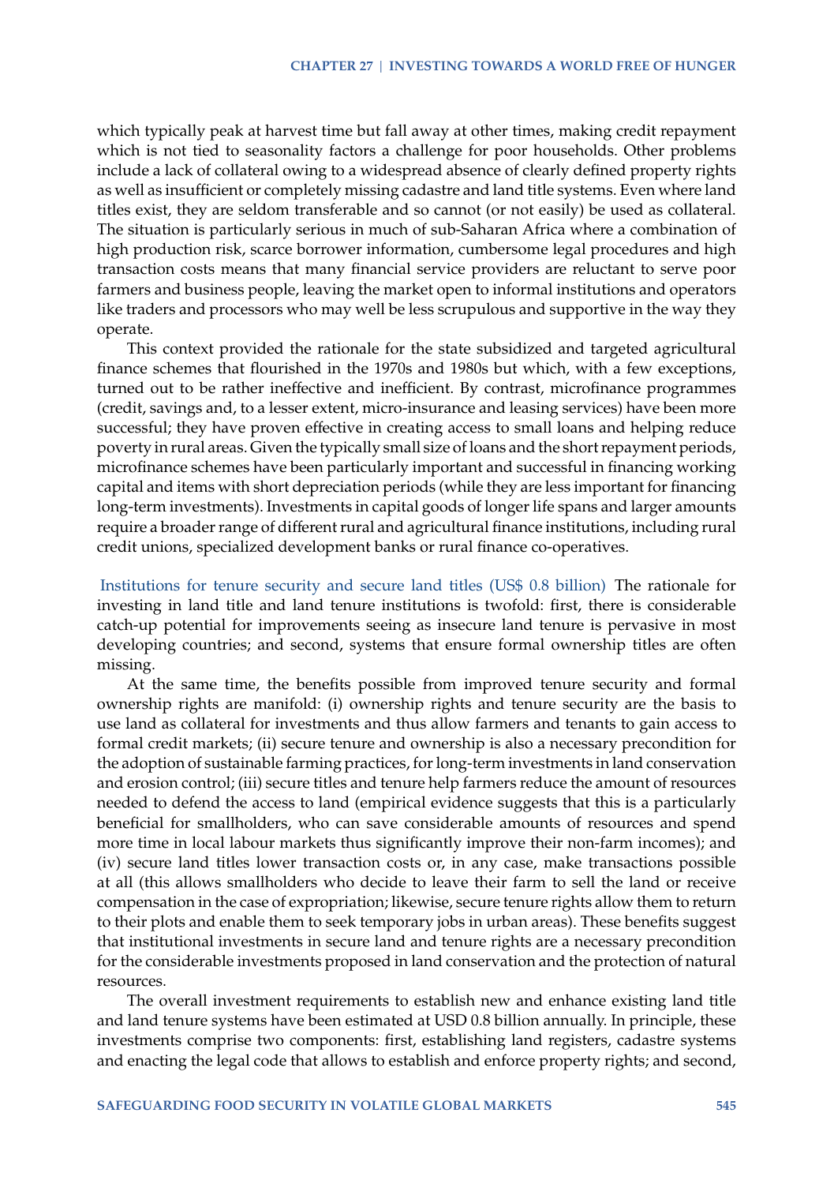which typically peak at harvest time but fall away at other times, making credit repayment which is not tied to seasonality factors a challenge for poor households. Other problems include a lack of collateral owing to a widespread absence of clearly defined property rights as well as insufficient or completely missing cadastre and land title systems. Even where land titles exist, they are seldom transferable and so cannot (or not easily) be used as collateral. The situation is particularly serious in much of sub-Saharan Africa where a combination of high production risk, scarce borrower information, cumbersome legal procedures and high transaction costs means that many financial service providers are reluctant to serve poor farmers and business people, leaving the market open to informal institutions and operators like traders and processors who may well be less scrupulous and supportive in the way they operate.

This context provided the rationale for the state subsidized and targeted agricultural finance schemes that flourished in the 1970s and 1980s but which, with a few exceptions, turned out to be rather ineffective and inefficient. By contrast, microfinance programmes (credit, savings and, to a lesser extent, micro-insurance and leasing services) have been more successful; they have proven effective in creating access to small loans and helping reduce poverty in rural areas. Given the typically small size of loans and the short repayment periods, microfinance schemes have been particularly important and successful in financing working capital and items with short depreciation periods (while they are less important for financing long-term investments). Investments in capital goods of longer life spans and larger amounts require a broader range of different rural and agricultural finance institutions, including rural credit unions, specialized development banks or rural finance co-operatives.

**Institutions for tenure security and secure land titles (US$ 0.8 billion)** The rationale for investing in land title and land tenure institutions is twofold: first, there is considerable catch-up potential for improvements seeing as insecure land tenure is pervasive in most developing countries; and second, systems that ensure formal ownership titles are often missing.

At the same time, the benefits possible from improved tenure security and formal ownership rights are manifold: (i) ownership rights and tenure security are the basis to use land as collateral for investments and thus allow farmers and tenants to gain access to formal credit markets; (ii) secure tenure and ownership is also a necessary precondition for the adoption of sustainable farming practices, for long-term investments in land conservation and erosion control; (iii) secure titles and tenure help farmers reduce the amount of resources needed to defend the access to land (empirical evidence suggests that this is a particularly beneficial for smallholders, who can save considerable amounts of resources and spend more time in local labour markets thus significantly improve their non-farm incomes); and (iv) secure land titles lower transaction costs or, in any case, make transactions possible at all (this allows smallholders who decide to leave their farm to sell the land or receive compensation in the case of expropriation; likewise, secure tenure rights allow them to return to their plots and enable them to seek temporary jobs in urban areas). These benefits suggest that institutional investments in secure land and tenure rights are a necessary precondition for the considerable investments proposed in land conservation and the protection of natural resources.

The overall investment requirements to establish new and enhance existing land title and land tenure systems have been estimated at USD 0.8 billion annually. In principle, these investments comprise two components: first, establishing land registers, cadastre systems and enacting the legal code that allows to establish and enforce property rights; and second,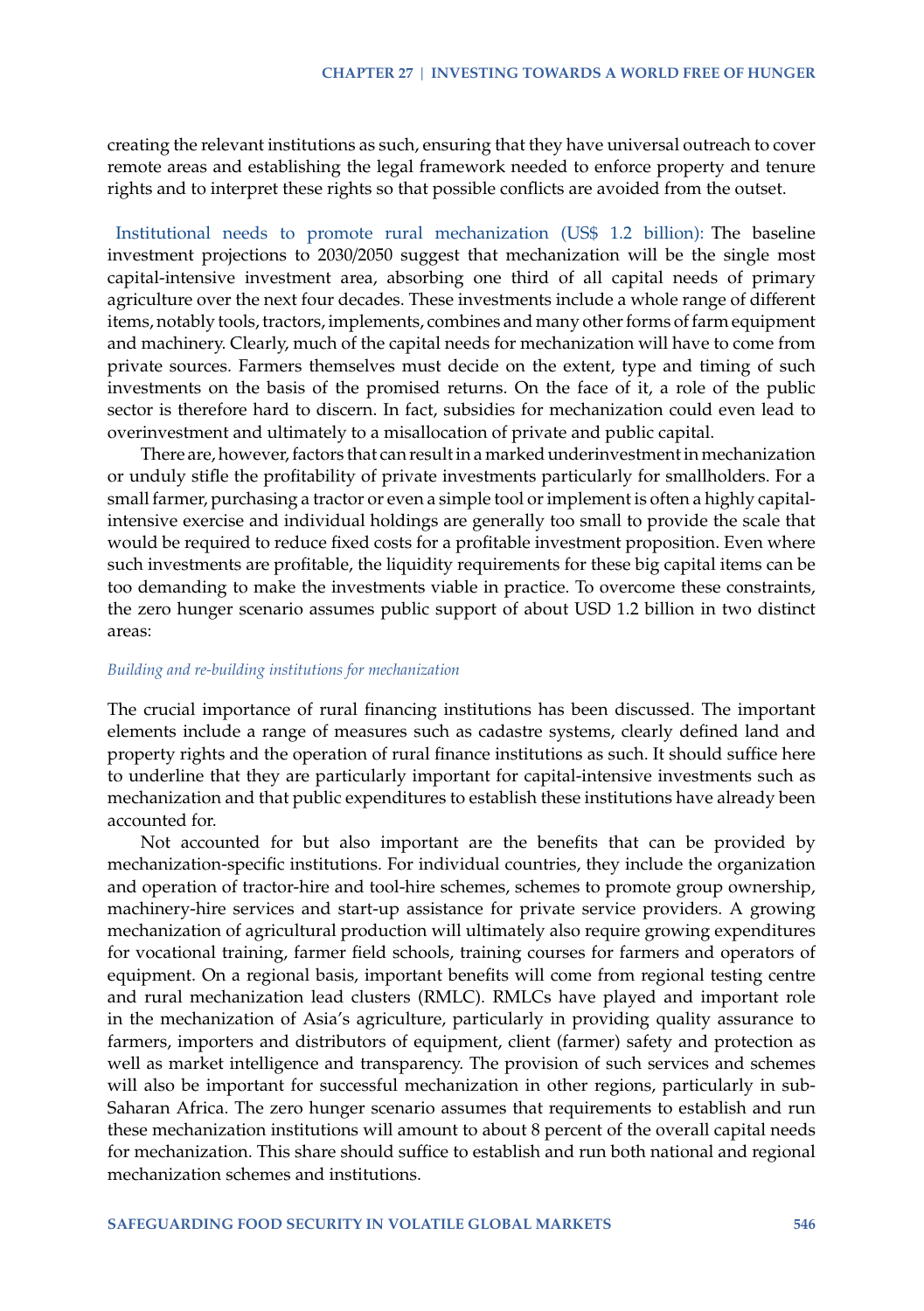creating the relevant institutions as such, ensuring that they have universal outreach to cover remote areas and establishing the legal framework needed to enforce property and tenure rights and to interpret these rights so that possible conflicts are avoided from the outset.

Institutional needs to promote rural mechanization (US$ 1.2 billion): The baseline investment projections to 2030/2050 suggest that mechanization will be the single most capital-intensive investment area, absorbing one third of all capital needs of primary agriculture over the next four decades. These investments include a whole range of different items, notably tools, tractors, implements, combines and many other forms of farm equipment and machinery. Clearly, much of the capital needs for mechanization will have to come from private sources. Farmers themselves must decide on the extent, type and timing of such investments on the basis of the promised returns. On the face of it, a role of the public sector is therefore hard to discern. In fact, subsidies for mechanization could even lead to overinvestment and ultimately to a misallocation of private and public capital.

There are, however, factors that can result in a marked underinvestment in mechanization or unduly stifle the profitability of private investments particularly for smallholders. For a small farmer, purchasing a tractor or even a simple tool or implement is often a highly capital-intensive exercise and individual holdings are generally too small to provide the scale that would be required to reduce fixed costs for a profitable investment proposition. Even where such investments are profitable, the liquidity requirements for these big capital items can be too demanding to make the investments viable in practice. To overcome these constraints, the zero hunger scenario assumes public support of about USD 1.2 billion in two distinct areas:

*Building and re-building institutions for mechanization*

The crucial importance of rural financing institutions has been discussed. The important elements include a range of measures such as cadastre systems, clearly defined land and property rights and the operation of rural finance institutions as such. It should suffice here to underline that they are particularly important for capital-intensive investments such as mechanization and that public expenditures to establish these institutions have already been accounted for.

Not accounted for but also important are the benefits that can be provided by mechanization-specific institutions. For individual countries, they include the organization and operation of tractor-hire and tool-hire schemes, schemes to promote group ownership, machinery-hire services and start-up assistance for private service providers. A growing mechanization of agricultural production will ultimately also require growing expenditures for vocational training, farmer field schools, training courses for farmers and operators of equipment. On a regional basis, important benefits will come from regional testing centre and rural mechanization lead clusters (RMLC). RMLCs have played and important role in the mechanization of Asia's agriculture, particularly in providing quality assurance to farmers, importers and distributors of equipment, client (farmer) safety and protection as well as market intelligence and transparency. The provision of such services and schemes will also be important for successful mechanization in other regions, particularly in sub-Saharan Africa. The zero hunger scenario assumes that requirements to establish and run these mechanization institutions will amount to about 8 percent of the overall capital needs for mechanization. This share should suffice to establish and run both national and regional mechanization schemes and institutions.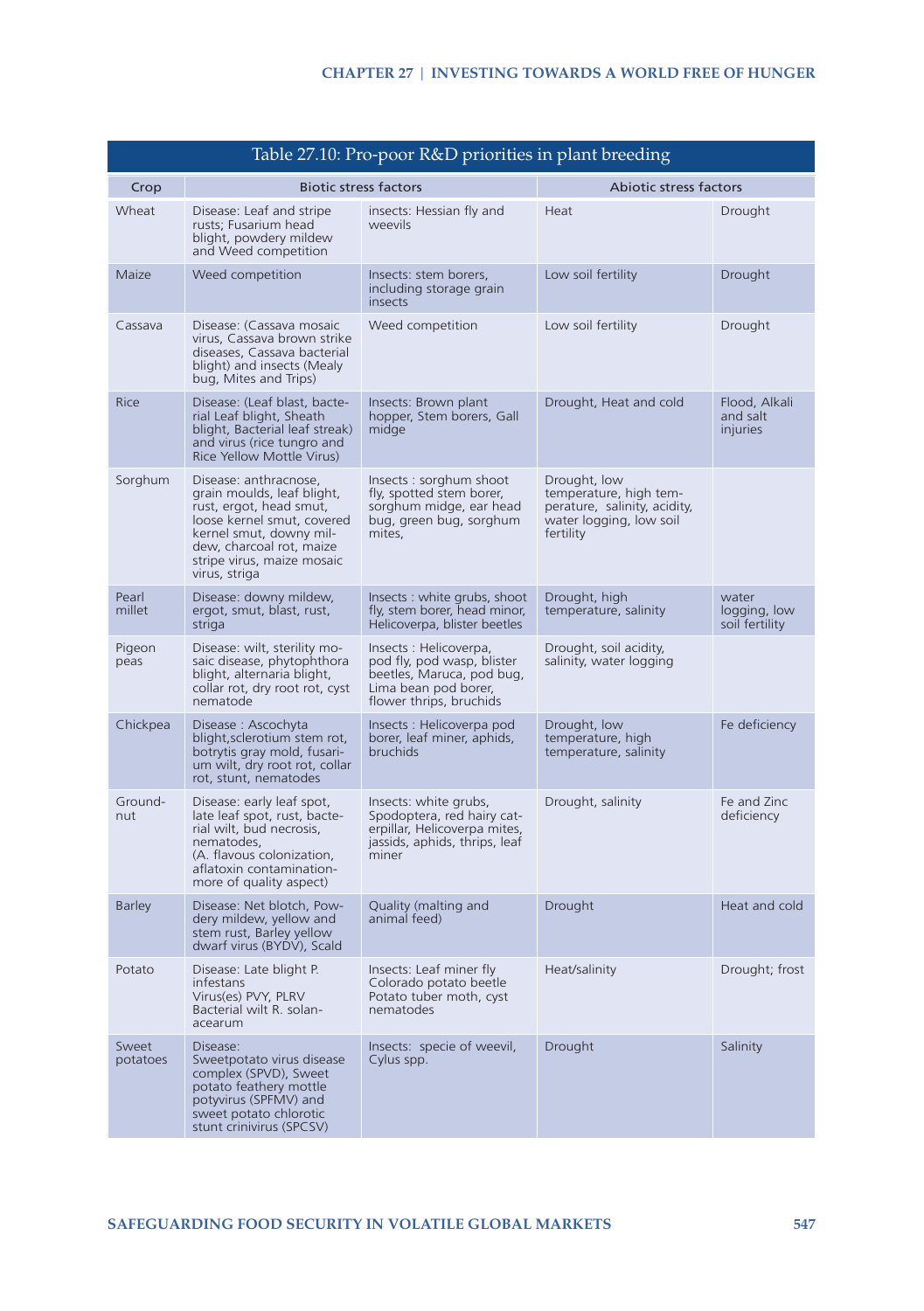| Table 27.10: Pro-poor R&D priorities in plant breeding | | | | |
|---|---|---|---|---|
| Crop | Biotic stress factors | | Abiotic stress factors | |
| Wheat | Disease: Leaf and stripe rusts; Fusarium head blight, powdery mildew and Weed competition | insects: Hessian fly and weevils | Heat | Drought |
| Maize | Weed competition | Insects: stem borers, including storage grain insects | Low soil fertility | Drought |
| Cassava | Disease: (Cassava mosaic virus, Cassava brown strike diseases, Cassava bacterial blight) and insects (Mealy bug, Mites and Trips) | Weed competition | Low soil fertility | Drought |
| Rice | Disease: (Leaf blast, bacterial Leaf blight, Sheath blight, Bacterial leaf streak) and virus (rice tungro and Rice Yellow Mottle Virus) | Insects: Brown plant hopper, Stem borers, Gall midge | Drought, Heat and cold | Flood, Alkali and salt injuries |
| Sorghum | Disease: anthracnose, grain moulds, leaf blight, rust, ergot, head smut, loose kernel smut, covered kernel smut, downy mildew, charcoal rot, maize stripe virus, maize mosaic virus, striga | Insects : sorghum shoot fly, spotted stem borer, sorghum midge, ear head bug, green bug, sorghum mites, | Drought, low temperature, high temperature, salinity, acidity, water logging, low soil fertility | |
| Pearl millet | Disease: downy mildew, ergot, smut, blast, rust, striga | Insects : white grubs, shoot fly, stem borer, head minor, Helicoverpa, blister beetles | Drought, high temperature, salinity | water logging, low soil fertility |
| Pigeon peas | Disease: wilt, sterility mosaic disease, phytophthora blight, alternaria blight, collar rot, dry root rot, cyst nematode | Insects : Helicoverpa, pod fly, pod wasp, blister beetles, Maruca, pod bug, Lima bean pod borer, flower thrips, bruchids | Drought, soil acidity, salinity, water logging | |
| Chickpea | Disease : Ascochyta blight,sclerotium stem rot, botrytis gray mold, fusarium wilt, dry root rot, collar rot, stunt, nematodes | Insects : Helicoverpa pod borer, leaf miner, aphids, bruchids | Drought, low temperature, high temperature, salinity | Fe deficiency |
| Groundnut | Disease: early leaf spot, late leaf spot, rust, bacterial wilt, bud necrosis, nematodes, (A. flavous colonization, aflatoxin contamination-more of quality aspect) | Insects: white grubs, Spodoptera, red hairy caterpillar, Helicoverpa mites, jassids, aphids, thrips, leaf miner | Drought, salinity | Fe and Zinc deficiency |
| Barley | Disease: Net blotch, Powdery mildew, yellow and stem rust, Barley yellow dwarf virus (BYDV), Scald | Quality (malting and animal feed) | Drought | Heat and cold |
| Potato | Disease: Late blight P. infestans Virus(es) PVY, PLRV Bacterial wilt R. solanacearum | Insects: Leaf miner fly Colorado potato beetle Potato tuber moth, cyst nematodes | Heat/salinity | Drought; frost |
| Sweet potatoes | Disease: Sweetpotato virus disease complex (SPVD), Sweet potato feathery mottle potyvirus (SPFMV) and sweet potato chlorotic stunt crinivirus (SPCSV) | Insects: specie of weevil, Cylus spp. | Drought | Salinity |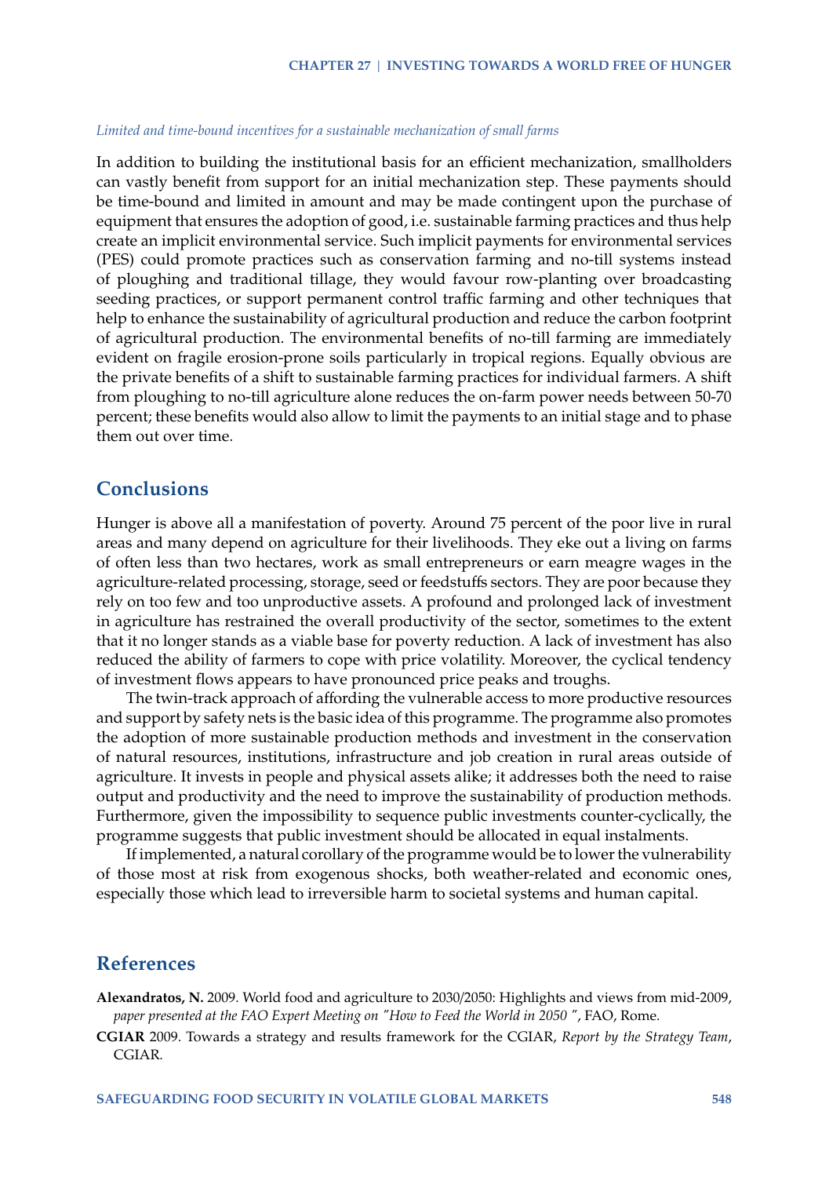*Limited and time-bound incentives for a sustainable mechanization of small farms*

In addition to building the institutional basis for an efficient mechanization, smallholders can vastly benefit from support for an initial mechanization step. These payments should be time-bound and limited in amount and may be made contingent upon the purchase of equipment that ensures the adoption of good, i.e. sustainable farming practices and thus help create an implicit environmental service. Such implicit payments for environmental services (PES) could promote practices such as conservation farming and no-till systems instead of ploughing and traditional tillage, they would favour row-planting over broadcasting seeding practices, or support permanent control traffic farming and other techniques that help to enhance the sustainability of agricultural production and reduce the carbon footprint of agricultural production. The environmental benefits of no-till farming are immediately evident on fragile erosion-prone soils particularly in tropical regions. Equally obvious are the private benefits of a shift to sustainable farming practices for individual farmers. A shift from ploughing to no-till agriculture alone reduces the on-farm power needs between 50-70 percent; these benefits would also allow to limit the payments to an initial stage and to phase them out over time.

## Conclusions

Hunger is above all a manifestation of poverty. Around 75 percent of the poor live in rural areas and many depend on agriculture for their livelihoods. They eke out a living on farms of often less than two hectares, work as small entrepreneurs or earn meagre wages in the agriculture-related processing, storage, seed or feedstuffs sectors. They are poor because they rely on too few and too unproductive assets. A profound and prolonged lack of investment in agriculture has restrained the overall productivity of the sector, sometimes to the extent that it no longer stands as a viable base for poverty reduction. A lack of investment has also reduced the ability of farmers to cope with price volatility. Moreover, the cyclical tendency of investment flows appears to have pronounced price peaks and troughs.

The twin-track approach of affording the vulnerable access to more productive resources and support by safety nets is the basic idea of this programme. The programme also promotes the adoption of more sustainable production methods and investment in the conservation of natural resources, institutions, infrastructure and job creation in rural areas outside of agriculture. It invests in people and physical assets alike; it addresses both the need to raise output and productivity and the need to improve the sustainability of production methods. Furthermore, given the impossibility to sequence public investments counter-cyclically, the programme suggests that public investment should be allocated in equal instalments.

If implemented, a natural corollary of the programme would be to lower the vulnerability of those most at risk from exogenous shocks, both weather-related and economic ones, especially those which lead to irreversible harm to societal systems and human capital.

## References

**Alexandratos, N.** 2009. World food and agriculture to 2030/2050: Highlights and views from mid-2009, *paper presented at the FAO Expert Meeting on "How to Feed the World in 2050"*, FAO, Rome.

**CGIAR** 2009. Towards a strategy and results framework for the CGIAR, *Report by the Strategy Team*, CGIAR.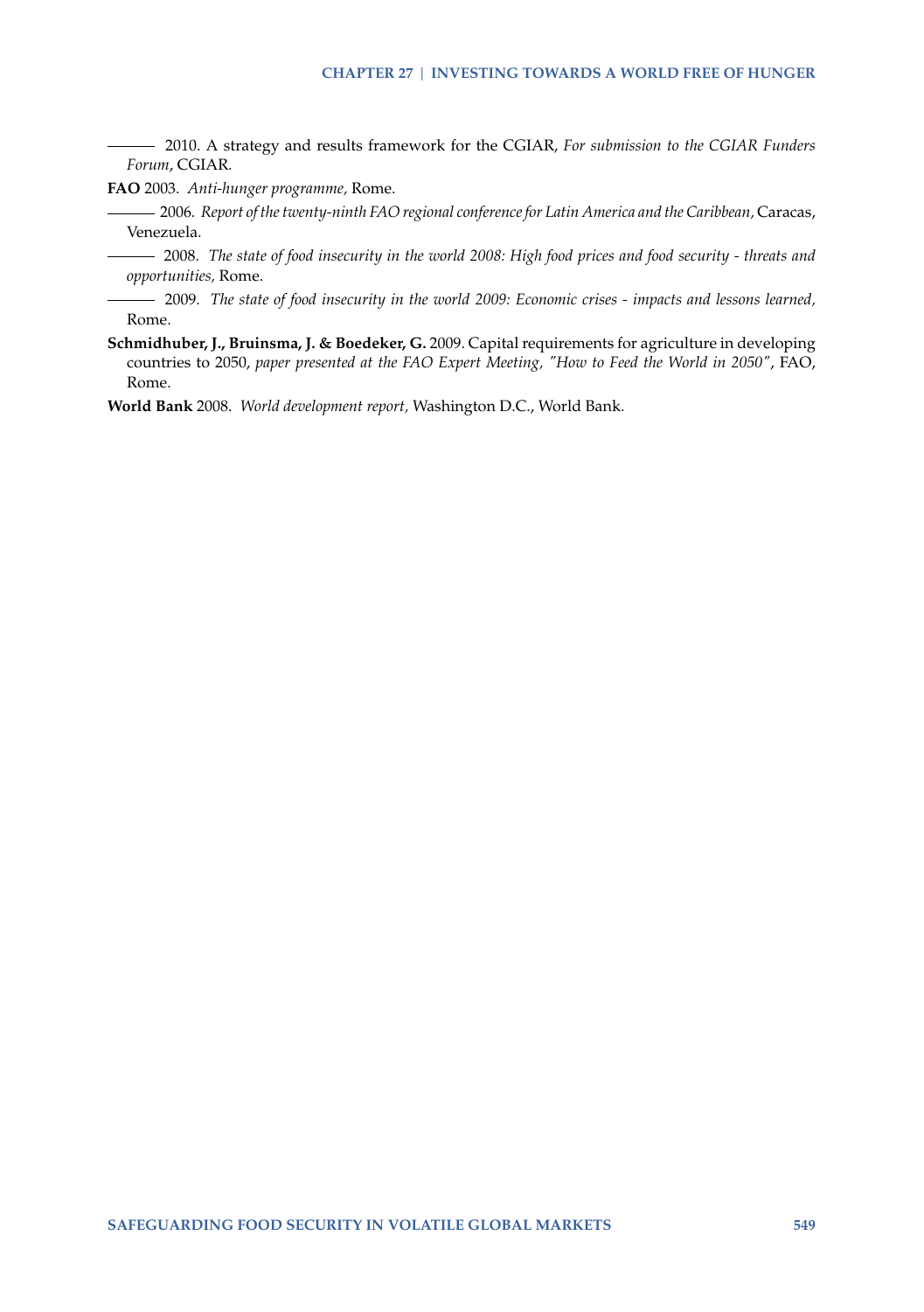——— 2010. A strategy and results framework for the CGIAR, *For submission to the CGIAR Funders Forum*, CGIAR.

**FAO** 2003. *Anti-hunger programme,* Rome.

——— 2006. *Report of the twenty-ninth FAO regional conference for Latin America and the Caribbean,* Caracas, Venezuela.

——— 2008. *The state of food insecurity in the world 2008: High food prices and food security - threats and opportunities,* Rome.

——— 2009. *The state of food insecurity in the world 2009: Economic crises - impacts and lessons learned,* Rome.

**Schmidhuber, J., Bruinsma, J. & Boedeker, G.** 2009. Capital requirements for agriculture in developing countries to 2050, *paper presented at the FAO Expert Meeting, "How to Feed the World in 2050"*, FAO, Rome.

**World Bank** 2008. *World development report,* Washington D.C., World Bank.